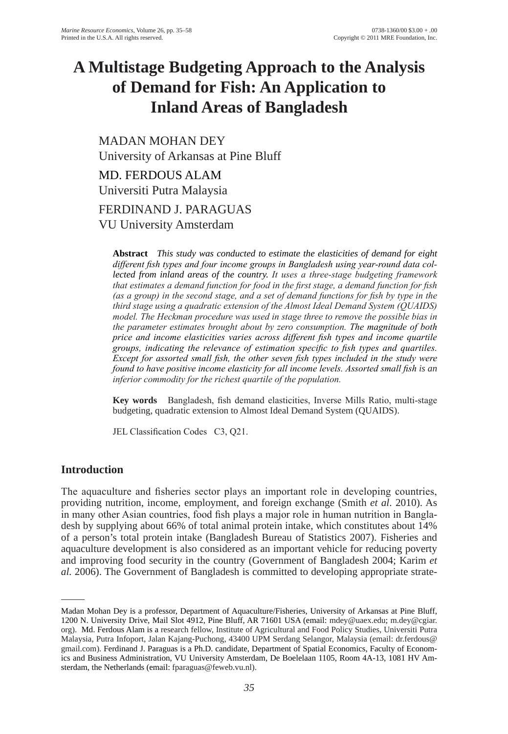# A Multistage Budgeting Approach to the Analysis of Demand for Fish: An Application to Inland Areas of Bangladesh

MADAN MOHAN DEY
University of Arkansas at Pine Bluff

MD. FERDOUS ALAM
Universiti Putra Malaysia

FERDINAND J. PARAGUAS
VU University Amsterdam

**Abstract** *This study was conducted to estimate the elasticities of demand for eight different fish types and four income groups in Bangladesh using year-round data collected from inland areas of the country. It uses a three-stage budgeting framework that estimates a demand function for food in the first stage, a demand function for fish (as a group) in the second stage, and a set of demand functions for fish by type in the third stage using a quadratic extension of the Almost Ideal Demand System (QUAIDS) model. The Heckman procedure was used in stage three to remove the possible bias in the parameter estimates brought about by zero consumption. The magnitude of both price and income elasticities varies across different fish types and income quartile groups, indicating the relevance of estimation specific to fish types and quartiles. Except for assorted small fish, the other seven fish types included in the study were found to have positive income elasticity for all income levels. Assorted small fish is an inferior commodity for the richest quartile of the population.*

**Key words** Bangladesh, fish demand elasticities, Inverse Mills Ratio, multi-stage budgeting, quadratic extension to Almost Ideal Demand System (QUAIDS).

JEL Classification Codes C3, Q21.

## Introduction

The aquaculture and fisheries sector plays an important role in developing countries, providing nutrition, income, employment, and foreign exchange (Smith *et al*. 2010). As in many other Asian countries, food fish plays a major role in human nutrition in Bangladesh by supplying about 66% of total animal protein intake, which constitutes about 14% of a person's total protein intake (Bangladesh Bureau of Statistics 2007). Fisheries and aquaculture development is also considered as an important vehicle for reducing poverty and improving food security in the country (Government of Bangladesh 2004; Karim *et al.* 2006). The Government of Bangladesh is committed to developing appropriate strate-

---

Madan Mohan Dey is a professor, Department of Aquaculture/Fisheries, University of Arkansas at Pine Bluff, 1200 N. University Drive, Mail Slot 4912, Pine Bluff, AR 71601 USA (email: mdey@uaex.edu; m.dey@cgiar.org). Md. Ferdous Alam is a research fellow, Institute of Agricultural and Food Policy Studies, Universiti Putra Malaysia, Putra Infoport, Jalan Kajang-Puchong, 43400 UPM Serdang Selangor, Malaysia (email: dr.ferdous@gmail.com). Ferdinand J. Paraguas is a Ph.D. candidate, Department of Spatial Economics, Faculty of Economics and Business Administration, VU University Amsterdam, De Boelelaan 1105, Room 4A-13, 1081 HV Amsterdam, the Netherlands (email: fparaguas@feweb.vu.nl).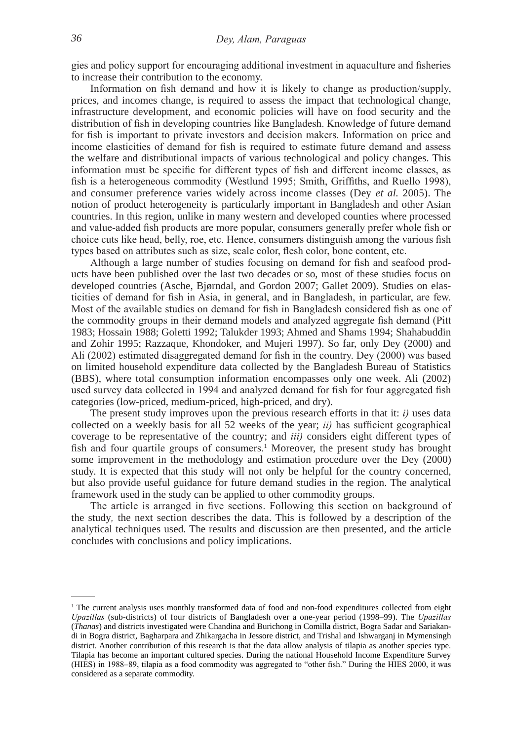gies and policy support for encouraging additional investment in aquaculture and fisheries to increase their contribution to the economy.

Information on fish demand and how it is likely to change as production/supply, prices, and incomes change, is required to assess the impact that technological change, infrastructure development, and economic policies will have on food security and the distribution of fish in developing countries like Bangladesh. Knowledge of future demand for fish is important to private investors and decision makers. Information on price and income elasticities of demand for fish is required to estimate future demand and assess the welfare and distributional impacts of various technological and policy changes. This information must be specific for different types of fish and different income classes, as fish is a heterogeneous commodity (Westlund 1995; Smith, Griffiths, and Ruello 1998), and consumer preference varies widely across income classes (Dey *et al.* 2005). The notion of product heterogeneity is particularly important in Bangladesh and other Asian countries. In this region, unlike in many western and developed counties where processed and value-added fish products are more popular, consumers generally prefer whole fish or choice cuts like head, belly, roe, etc. Hence, consumers distinguish among the various fish types based on attributes such as size, scale color, flesh color, bone content, etc.

Although a large number of studies focusing on demand for fish and seafood products have been published over the last two decades or so, most of these studies focus on developed countries (Asche, Bjørndal, and Gordon 2007; Gallet 2009). Studies on elasticities of demand for fish in Asia, in general, and in Bangladesh, in particular, are few. Most of the available studies on demand for fish in Bangladesh considered fish as one of the commodity groups in their demand models and analyzed aggregate fish demand (Pitt 1983; Hossain 1988; Goletti 1992; Talukder 1993; Ahmed and Shams 1994; Shahabuddin and Zohir 1995; Razzaque, Khondoker, and Mujeri 1997). So far, only Dey (2000) and Ali (2002) estimated disaggregated demand for fish in the country. Dey (2000) was based on limited household expenditure data collected by the Bangladesh Bureau of Statistics (BBS), where total consumption information encompasses only one week. Ali (2002) used survey data collected in 1994 and analyzed demand for fish for four aggregated fish categories (low-priced, medium-priced, high-priced, and dry).

The present study improves upon the previous research efforts in that it: *i)* uses data collected on a weekly basis for all 52 weeks of the year; *ii)* has sufficient geographical coverage to be representative of the country; and *iii)* considers eight different types of fish and four quartile groups of consumers.[1] Moreover, the present study has brought some improvement in the methodology and estimation procedure over the Dey (2000) study. It is expected that this study will not only be helpful for the country concerned, but also provide useful guidance for future demand studies in the region. The analytical framework used in the study can be applied to other commodity groups.

The article is arranged in five sections. Following this section on background of the study*,* the next section describes the data. This is followed by a description of the analytical techniques used. The results and discussion are then presented, and the article concludes with conclusions and policy implications.

---

[1] The current analysis uses monthly transformed data of food and non-food expenditures collected from eight *Upazillas* (sub-districts) of four districts of Bangladesh over a one-year period (1998–99). The *Upazillas* (*Thanas*) and districts investigated were Chandina and Burichong in Comilla district, Bogra Sadar and Sariakandi in Bogra district, Bagharpara and Zhikargacha in Jessore district, and Trishal and Ishwarganj in Mymensingh district. Another contribution of this research is that the data allow analysis of tilapia as another species type. Tilapia has become an important cultured species. During the national Household Income Expenditure Survey (HIES) in 1988–89, tilapia as a food commodity was aggregated to "other fish." During the HIES 2000, it was considered as a separate commodity.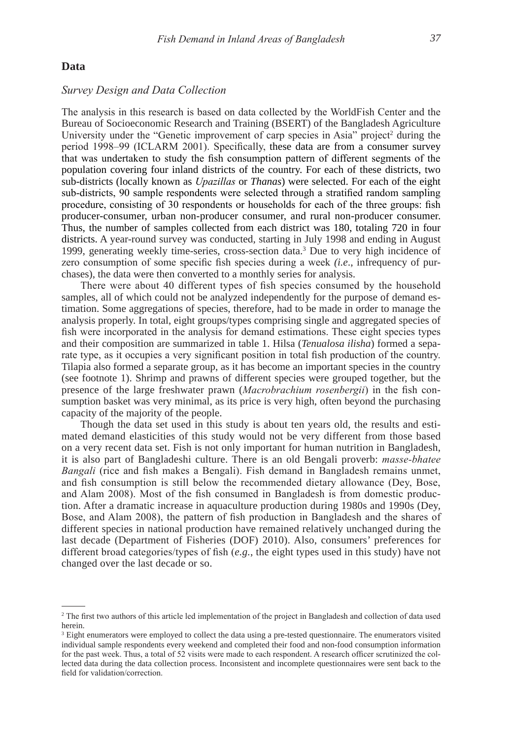## Data

### *Survey Design and Data Collection*

The analysis in this research is based on data collected by the WorldFish Center and the Bureau of Socioeconomic Research and Training (BSERT) of the Bangladesh Agriculture University under the "Genetic improvement of carp species in Asia" project[2] during the period 1998–99 (ICLARM 2001). Specifically, these data are from a consumer survey that was undertaken to study the fish consumption pattern of different segments of the population covering four inland districts of the country. For each of these districts, two sub-districts (locally known as *Upazillas* or *Thanas*) were selected. For each of the eight sub-districts, 90 sample respondents were selected through a stratified random sampling procedure, consisting of 30 respondents or households for each of the three groups: fish producer-consumer, urban non-producer consumer, and rural non-producer consumer. Thus, the number of samples collected from each district was 180, totaling 720 in four districts. A year-round survey was conducted, starting in July 1998 and ending in August 1999, generating weekly time-series, cross-section data.[3] Due to very high incidence of zero consumption of some specific fish species during a week *(i.e*., infrequency of purchases), the data were then converted to a monthly series for analysis.

There were about 40 different types of fish species consumed by the household samples, all of which could not be analyzed independently for the purpose of demand estimation. Some aggregations of species, therefore, had to be made in order to manage the analysis properly. In total, eight groups/types comprising single and aggregated species of fish were incorporated in the analysis for demand estimations. These eight species types and their composition are summarized in table 1. Hilsa (*Tenualosa ilisha*) formed a separate type, as it occupies a very significant position in total fish production of the country. Tilapia also formed a separate group, as it has become an important species in the country (see footnote 1). Shrimp and prawns of different species were grouped together, but the presence of the large freshwater prawn (*Macrobrachium rosenbergii*) in the fish consumption basket was very minimal, as its price is very high, often beyond the purchasing capacity of the majority of the people.

Though the data set used in this study is about ten years old, the results and estimated demand elasticities of this study would not be very different from those based on a very recent data set. Fish is not only important for human nutrition in Bangladesh, it is also part of Bangladeshi culture. There is an old Bengali proverb: *masse-bhatee Bangali* (rice and fish makes a Bengali). Fish demand in Bangladesh remains unmet, and fish consumption is still below the recommended dietary allowance (Dey, Bose, and Alam 2008). Most of the fish consumed in Bangladesh is from domestic production. After a dramatic increase in aquaculture production during 1980s and 1990s (Dey, Bose, and Alam 2008), the pattern of fish production in Bangladesh and the shares of different species in national production have remained relatively unchanged during the last decade (Department of Fisheries (DOF) 2010). Also, consumers' preferences for different broad categories/types of fish (*e.g.*, the eight types used in this study) have not changed over the last decade or so.

---

[2] The first two authors of this article led implementation of the project in Bangladesh and collection of data used herein.

[3] Eight enumerators were employed to collect the data using a pre-tested questionnaire. The enumerators visited individual sample respondents every weekend and completed their food and non-food consumption information for the past week. Thus, a total of 52 visits were made to each respondent. A research officer scrutinized the collected data during the data collection process. Inconsistent and incomplete questionnaires were sent back to the field for validation/correction.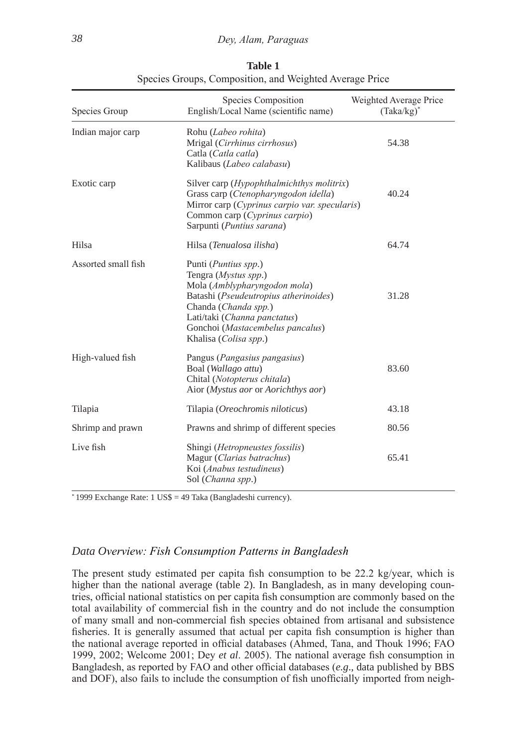**Table 1**
Species Groups, Composition, and Weighted Average Price

| Species Group | Species Composition<br>English/Local Name (scientific name) | Weighted Average Price<br>(Taka/kg)* |
|---|---|---|
| Indian major carp | Rohu (*Labeo rohita*)<br>Mrigal (*Cirrhinus cirrhosus*)<br>Catla (*Catla catla*)<br>Kalibaus (*Labeo calabasu*) | 54.38 |
| Exotic carp | Silver carp (*Hypophthalmichthys molitrix*)<br>Grass carp (*Ctenopharyngodon idella*)<br>Mirror carp (*Cyprinus carpio var. specularis*)<br>Common carp (*Cyprinus carpio*)<br>Sarpunti (*Puntius sarana*) | 40.24 |
| Hilsa | Hilsa (*Tenualosa ilisha*) | 64.74 |
| Assorted small fish | Punti (*Puntius spp*.)<br>Tengra (*Mystus spp*.)<br>Mola (*Amblypharyngodon mola*)<br>Batashi (*Pseudeutropius atherinoides*)<br>Chanda (*Chanda spp.*)<br>Lati/taki (*Channa panctatus*)<br>Gonchoi (*Mastacembelus pancalus*)<br>Khalisa (*Colisa spp*.) | 31.28 |
| High-valued fish | Pangus (*Pangasius pangasius*)<br>Boal (*Wallago attu*)<br>Chital (*Notopterus chitala*)<br>Aior (*Mystus aor* or *Aorichthys aor*) | 83.60 |
| Tilapia | Tilapia (*Oreochromis niloticus*) | 43.18 |
| Shrimp and prawn | Prawns and shrimp of different species | 80.56 |
| Live fish | Shingi (*Hetropneustes fossilis*)<br>Magur (*Clarias batrachus*)<br>Koi (*Anabus testudineus*)<br>Sol (*Channa spp*.) | 65.41 |

* 1999 Exchange Rate: 1 US$ = 49 Taka (Bangladeshi currency).

### *Data Overview: Fish Consumption Patterns in Bangladesh*

The present study estimated per capita fish consumption to be 22.2 kg/year, which is higher than the national average (table 2). In Bangladesh, as in many developing countries, official national statistics on per capita fish consumption are commonly based on the total availability of commercial fish in the country and do not include the consumption of many small and non-commercial fish species obtained from artisanal and subsistence fisheries. It is generally assumed that actual per capita fish consumption is higher than the national average reported in official databases (Ahmed, Tana, and Thouk 1996; FAO 1999, 2002; Welcome 2001; Dey *et al*. 2005). The national average fish consumption in Bangladesh, as reported by FAO and other official databases (*e.g*., data published by BBS and DOF), also fails to include the consumption of fish unofficially imported from neigh-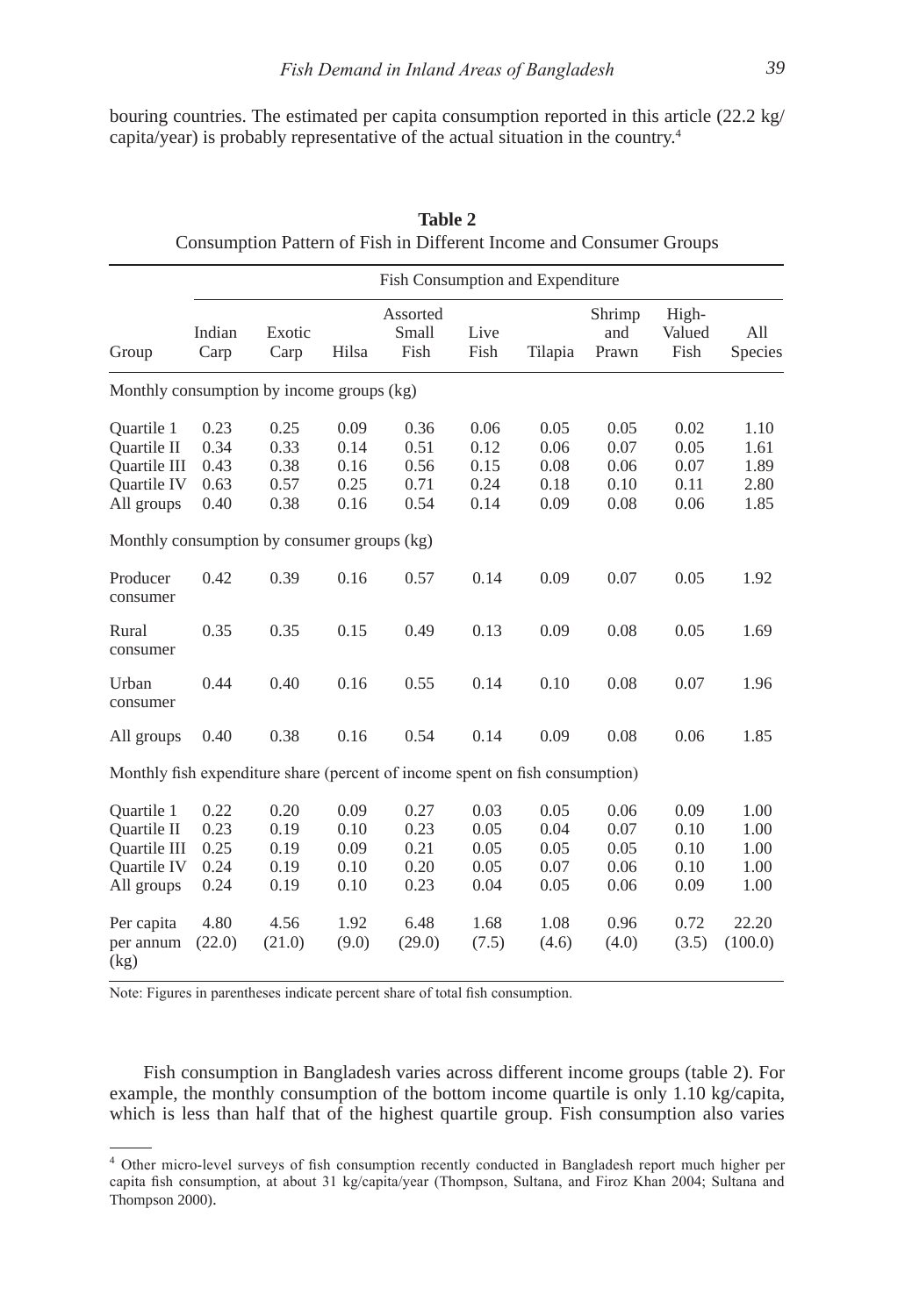bouring countries. The estimated per capita consumption reported in this article (22.2 kg/capita/year) is probably representative of the actual situation in the country.[4]

**Table 2**
Consumption Pattern of Fish in Different Income and Consumer Groups

| | Fish Consumption and Expenditure | | | | | | | | |
|---|---|---|---|---|---|---|---|---|---|
| Group | Indian Carp | Exotic Carp | Hilsa | Assorted Small Fish | Live Fish | Tilapia | Shrimp and Prawn | High-Valued Fish | All Species |
| Monthly consumption by income groups (kg) | | | | | | | | | |
| Quartile 1 | 0.23 | 0.25 | 0.09 | 0.36 | 0.06 | 0.05 | 0.05 | 0.02 | 1.10 |
| Quartile II | 0.34 | 0.33 | 0.14 | 0.51 | 0.12 | 0.06 | 0.07 | 0.05 | 1.61 |
| Quartile III | 0.43 | 0.38 | 0.16 | 0.56 | 0.15 | 0.08 | 0.06 | 0.07 | 1.89 |
| Quartile IV | 0.63 | 0.57 | 0.25 | 0.71 | 0.24 | 0.18 | 0.10 | 0.11 | 2.80 |
| All groups | 0.40 | 0.38 | 0.16 | 0.54 | 0.14 | 0.09 | 0.08 | 0.06 | 1.85 |
| Monthly consumption by consumer groups (kg) | | | | | | | | | |
| Producer consumer | 0.42 | 0.39 | 0.16 | 0.57 | 0.14 | 0.09 | 0.07 | 0.05 | 1.92 |
| Rural consumer | 0.35 | 0.35 | 0.15 | 0.49 | 0.13 | 0.09 | 0.08 | 0.05 | 1.69 |
| Urban consumer | 0.44 | 0.40 | 0.16 | 0.55 | 0.14 | 0.10 | 0.08 | 0.07 | 1.96 |
| All groups | 0.40 | 0.38 | 0.16 | 0.54 | 0.14 | 0.09 | 0.08 | 0.06 | 1.85 |
| Monthly fish expenditure share (percent of income spent on fish consumption) | | | | | | | | | |
| Quartile 1 | 0.22 | 0.20 | 0.09 | 0.27 | 0.03 | 0.05 | 0.06 | 0.09 | 1.00 |
| Quartile II | 0.23 | 0.19 | 0.10 | 0.23 | 0.05 | 0.04 | 0.07 | 0.10 | 1.00 |
| Quartile III | 0.25 | 0.19 | 0.09 | 0.21 | 0.05 | 0.05 | 0.05 | 0.10 | 1.00 |
| Quartile IV | 0.24 | 0.19 | 0.10 | 0.20 | 0.05 | 0.07 | 0.06 | 0.10 | 1.00 |
| All groups | 0.24 | 0.19 | 0.10 | 0.23 | 0.04 | 0.05 | 0.06 | 0.09 | 1.00 |
| Per capita per annum (kg) | 4.80 (22.0) | 4.56 (21.0) | 1.92 (9.0) | 6.48 (29.0) | 1.68 (7.5) | 1.08 (4.6) | 0.96 (4.0) | 0.72 (3.5) | 22.20 (100.0) |

Note: Figures in parentheses indicate percent share of total fish consumption.

Fish consumption in Bangladesh varies across different income groups (table 2). For example, the monthly consumption of the bottom income quartile is only 1.10 kg/capita, which is less than half that of the highest quartile group. Fish consumption also varies

[4] Other micro-level surveys of fish consumption recently conducted in Bangladesh report much higher per capita fish consumption, at about 31 kg/capita/year (Thompson, Sultana, and Firoz Khan 2004; Sultana and Thompson 2000).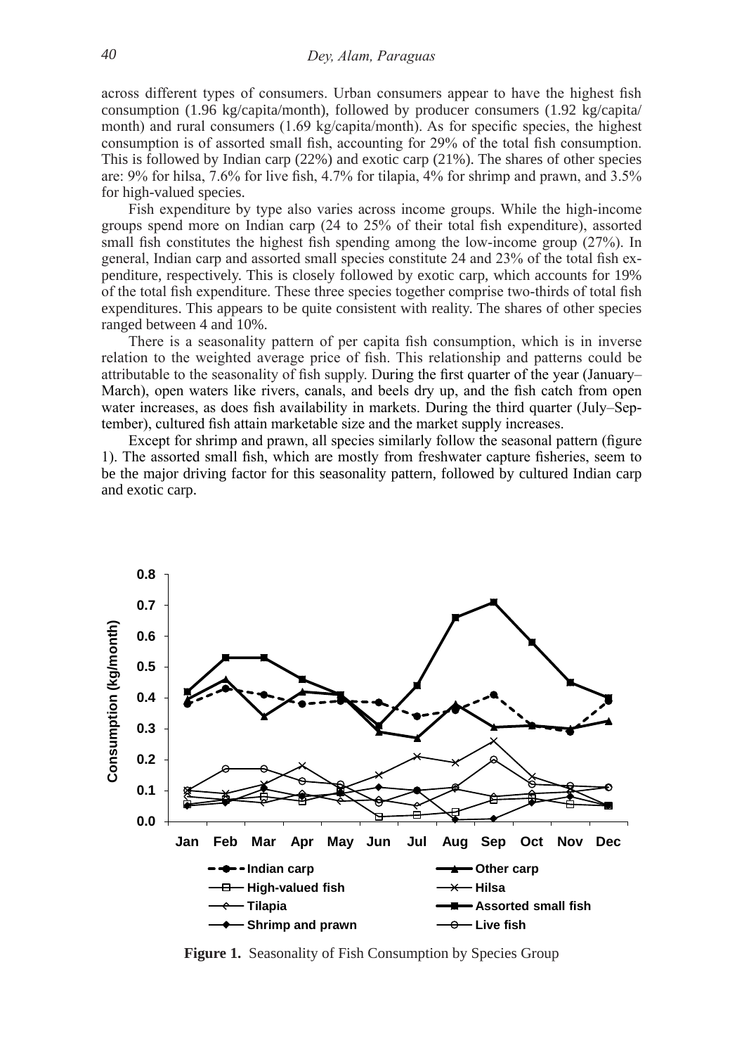across different types of consumers. Urban consumers appear to have the highest fish consumption (1.96 kg/capita/month), followed by producer consumers (1.92 kg/capita/month) and rural consumers (1.69 kg/capita/month). As for specific species, the highest consumption is of assorted small fish, accounting for 29% of the total fish consumption. This is followed by Indian carp (22%) and exotic carp (21%). The shares of other species are: 9% for hilsa, 7.6% for live fish, 4.7% for tilapia, 4% for shrimp and prawn, and 3.5% for high-valued species.

Fish expenditure by type also varies across income groups. While the high-income groups spend more on Indian carp (24 to 25% of their total fish expenditure), assorted small fish constitutes the highest fish spending among the low-income group (27%). In general, Indian carp and assorted small species constitute 24 and 23% of the total fish expenditure, respectively. This is closely followed by exotic carp, which accounts for 19% of the total fish expenditure. These three species together comprise two-thirds of total fish expenditures. This appears to be quite consistent with reality. The shares of other species ranged between 4 and 10%.

There is a seasonality pattern of per capita fish consumption, which is in inverse relation to the weighted average price of fish. This relationship and patterns could be attributable to the seasonality of fish supply. During the first quarter of the year (January–March), open waters like rivers, canals, and beels dry up, and the fish catch from open water increases, as does fish availability in markets. During the third quarter (July–September), cultured fish attain marketable size and the market supply increases.

Except for shrimp and prawn, all species similarly follow the seasonal pattern (figure 1). The assorted small fish, which are mostly from freshwater capture fisheries, seem to be the major driving factor for this seasonality pattern, followed by cultured Indian carp and exotic carp.

**Figure 1.** Seasonality of Fish Consumption by Species Group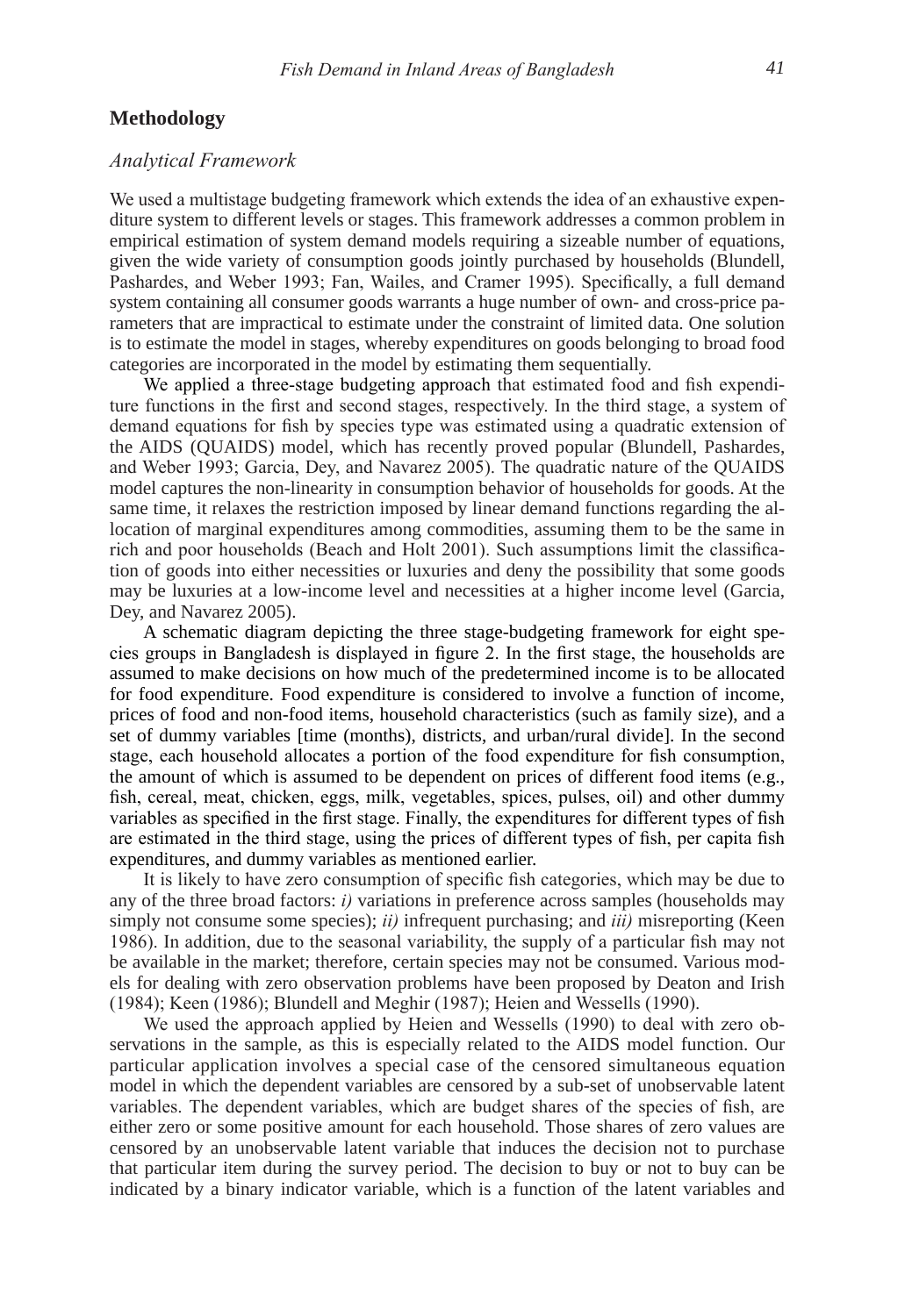## Methodology

### *Analytical Framework*

We used a multistage budgeting framework which extends the idea of an exhaustive expenditure system to different levels or stages. This framework addresses a common problem in empirical estimation of system demand models requiring a sizeable number of equations, given the wide variety of consumption goods jointly purchased by households (Blundell, Pashardes, and Weber 1993; Fan, Wailes, and Cramer 1995). Specifically, a full demand system containing all consumer goods warrants a huge number of own- and cross-price parameters that are impractical to estimate under the constraint of limited data. One solution is to estimate the model in stages, whereby expenditures on goods belonging to broad food categories are incorporated in the model by estimating them sequentially.

We applied a three-stage budgeting approach that estimated food and fish expenditure functions in the first and second stages, respectively. In the third stage, a system of demand equations for fish by species type was estimated using a quadratic extension of the AIDS (QUAIDS) model, which has recently proved popular (Blundell, Pashardes, and Weber 1993; Garcia, Dey, and Navarez 2005). The quadratic nature of the QUAIDS model captures the non-linearity in consumption behavior of households for goods. At the same time, it relaxes the restriction imposed by linear demand functions regarding the allocation of marginal expenditures among commodities, assuming them to be the same in rich and poor households (Beach and Holt 2001). Such assumptions limit the classification of goods into either necessities or luxuries and deny the possibility that some goods may be luxuries at a low-income level and necessities at a higher income level (Garcia, Dey, and Navarez 2005).

A schematic diagram depicting the three stage-budgeting framework for eight species groups in Bangladesh is displayed in figure 2. In the first stage, the households are assumed to make decisions on how much of the predetermined income is to be allocated for food expenditure. Food expenditure is considered to involve a function of income, prices of food and non-food items, household characteristics (such as family size), and a set of dummy variables [time (months), districts, and urban/rural divide]. In the second stage, each household allocates a portion of the food expenditure for fish consumption, the amount of which is assumed to be dependent on prices of different food items (e.g., fish, cereal, meat, chicken, eggs, milk, vegetables, spices, pulses, oil) and other dummy variables as specified in the first stage. Finally, the expenditures for different types of fish are estimated in the third stage, using the prices of different types of fish, per capita fish expenditures, and dummy variables as mentioned earlier.

It is likely to have zero consumption of specific fish categories, which may be due to any of the three broad factors: *i)* variations in preference across samples (households may simply not consume some species); *ii)* infrequent purchasing; and *iii)* misreporting (Keen 1986). In addition, due to the seasonal variability, the supply of a particular fish may not be available in the market; therefore, certain species may not be consumed. Various models for dealing with zero observation problems have been proposed by Deaton and Irish (1984); Keen (1986); Blundell and Meghir (1987); Heien and Wessells (1990).

We used the approach applied by Heien and Wessells (1990) to deal with zero observations in the sample, as this is especially related to the AIDS model function. Our particular application involves a special case of the censored simultaneous equation model in which the dependent variables are censored by a sub-set of unobservable latent variables. The dependent variables, which are budget shares of the species of fish, are either zero or some positive amount for each household. Those shares of zero values are censored by an unobservable latent variable that induces the decision not to purchase that particular item during the survey period. The decision to buy or not to buy can be indicated by a binary indicator variable, which is a function of the latent variables and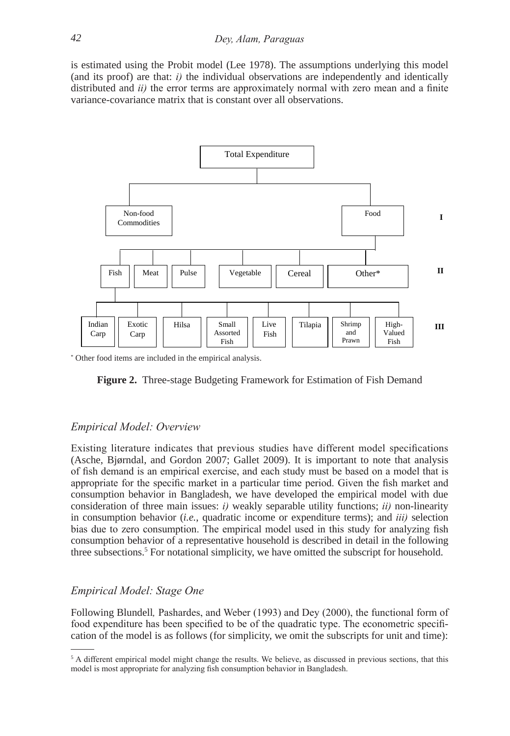is estimated using the Probit model (Lee 1978). The assumptions underlying this model (and its proof) are that: *i)* the individual observations are independently and identically distributed and *ii)* the error terms are approximately normal with zero mean and a finite variance-covariance matrix that is constant over all observations.

Total Expenditure

Non-food Commodities | Food — **I**

Fish | Meat | Pulse | Vegetable | Cereal | Other* — **II**

Indian Carp | Exotic Carp | Hilsa | Small Assorted Fish | Live Fish | Tilapia | Shrimp and Prawn | High-Valued Fish — **III**

* Other food items are included in the empirical analysis.

**Figure 2.** Three-stage Budgeting Framework for Estimation of Fish Demand

## *Empirical Model: Overview*

Existing literature indicates that previous studies have different model specifications (Asche, Bjørndal, and Gordon 2007; Gallet 2009). It is important to note that analysis of fish demand is an empirical exercise, and each study must be based on a model that is appropriate for the specific market in a particular time period. Given the fish market and consumption behavior in Bangladesh, we have developed the empirical model with due consideration of three main issues: *i)* weakly separable utility functions; *ii)* non-linearity in consumption behavior (*i.e.*, quadratic income or expenditure terms); and *iii)* selection bias due to zero consumption. The empirical model used in this study for analyzing fish consumption behavior of a representative household is described in detail in the following three subsections.[5] For notational simplicity, we have omitted the subscript for household.

## *Empirical Model: Stage One*

Following Blundell, Pashardes, and Weber (1993) and Dey (2000), the functional form of food expenditure has been specified to be of the quadratic type. The econometric specification of the model is as follows (for simplicity, we omit the subscripts for unit and time):

[5] A different empirical model might change the results. We believe, as discussed in previous sections, that this model is most appropriate for analyzing fish consumption behavior in Bangladesh.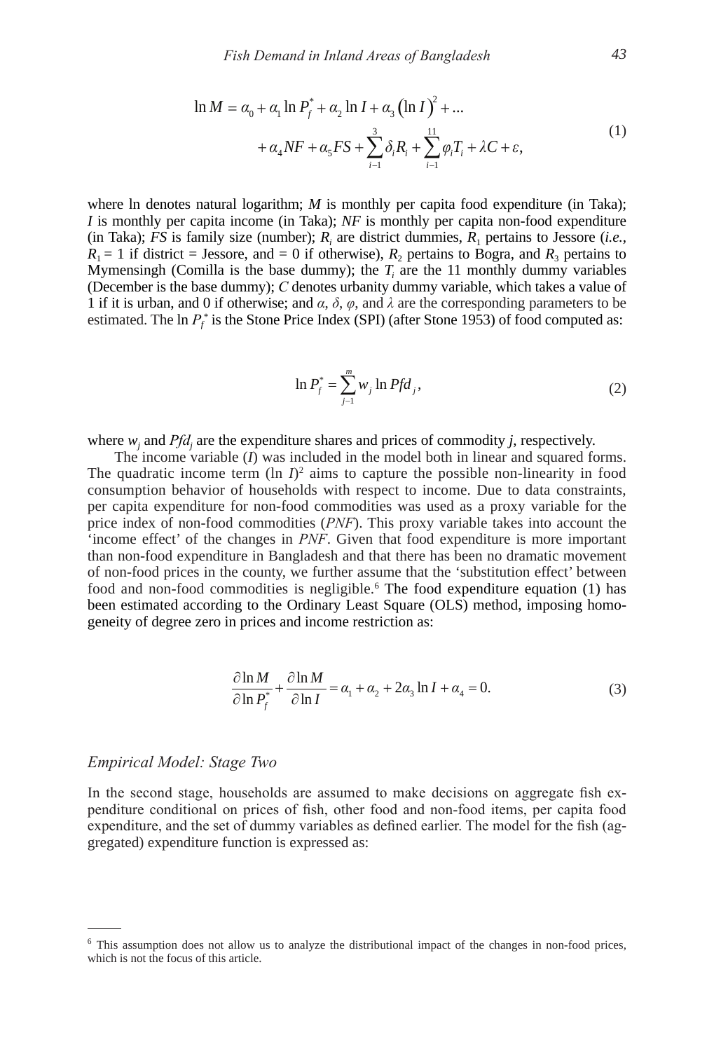$$\ln M = \alpha_0 + \alpha_1 \ln P_f^* + \alpha_2 \ln I + \alpha_3 \left(\ln I\right)^2 + ... \\ + \alpha_4 NF + \alpha_5 FS + \sum_{i-1}^{3} \delta_i R_i + \sum_{i-1}^{11} \varphi_i T_i + \lambda C + \varepsilon, \tag{1}$$

where ln denotes natural logarithm; $M$ is monthly per capita food expenditure (in Taka); $I$ is monthly per capita income (in Taka); $NF$ is monthly per capita non-food expenditure (in Taka); $FS$ is family size (number); $R_i$ are district dummies, $R_1$ pertains to Jessore (*i.e.*, $R_1 = 1$ if district = Jessore, and = 0 if otherwise), $R_2$ pertains to Bogra, and $R_3$ pertains to Mymensingh (Comilla is the base dummy); the $T_i$ are the 11 monthly dummy variables (December is the base dummy); $C$ denotes urbanity dummy variable, which takes a value of 1 if it is urban, and 0 if otherwise; and $\alpha$, $\delta$, $\varphi$, and $\lambda$ are the corresponding parameters to be estimated. The $\ln P_f^*$ is the Stone Price Index (SPI) (after Stone 1953) of food computed as:

$$\ln P_f^* = \sum_{j-1}^{m} w_j \ln Pfd_j, \tag{2}$$

where $w_j$ and $Pfd_j$ are the expenditure shares and prices of commodity $j$, respectively.

The income variable ($I$) was included in the model both in linear and squared forms. The quadratic income term $(\ln I)^2$ aims to capture the possible non-linearity in food consumption behavior of households with respect to income. Due to data constraints, per capita expenditure for non-food commodities was used as a proxy variable for the price index of non-food commodities (*PNF*). This proxy variable takes into account the 'income effect' of the changes in *PNF*. Given that food expenditure is more important than non-food expenditure in Bangladesh and that there has been no dramatic movement of non-food prices in the county, we further assume that the 'substitution effect' between food and non-food commodities is negligible.[6] The food expenditure equation (1) has been estimated according to the Ordinary Least Square (OLS) method, imposing homogeneity of degree zero in prices and income restriction as:

$$\frac{\partial \ln M}{\partial \ln P_f^*} + \frac{\partial \ln M}{\partial \ln I} = \alpha_1 + \alpha_2 + 2\alpha_3 \ln I + \alpha_4 = 0. \tag{3}$$

### *Empirical Model: Stage Two*

In the second stage, households are assumed to make decisions on aggregate fish expenditure conditional on prices of fish, other food and non-food items, per capita food expenditure, and the set of dummy variables as defined earlier. The model for the fish (aggregated) expenditure function is expressed as:

---

[6] This assumption does not allow us to analyze the distributional impact of the changes in non-food prices, which is not the focus of this article.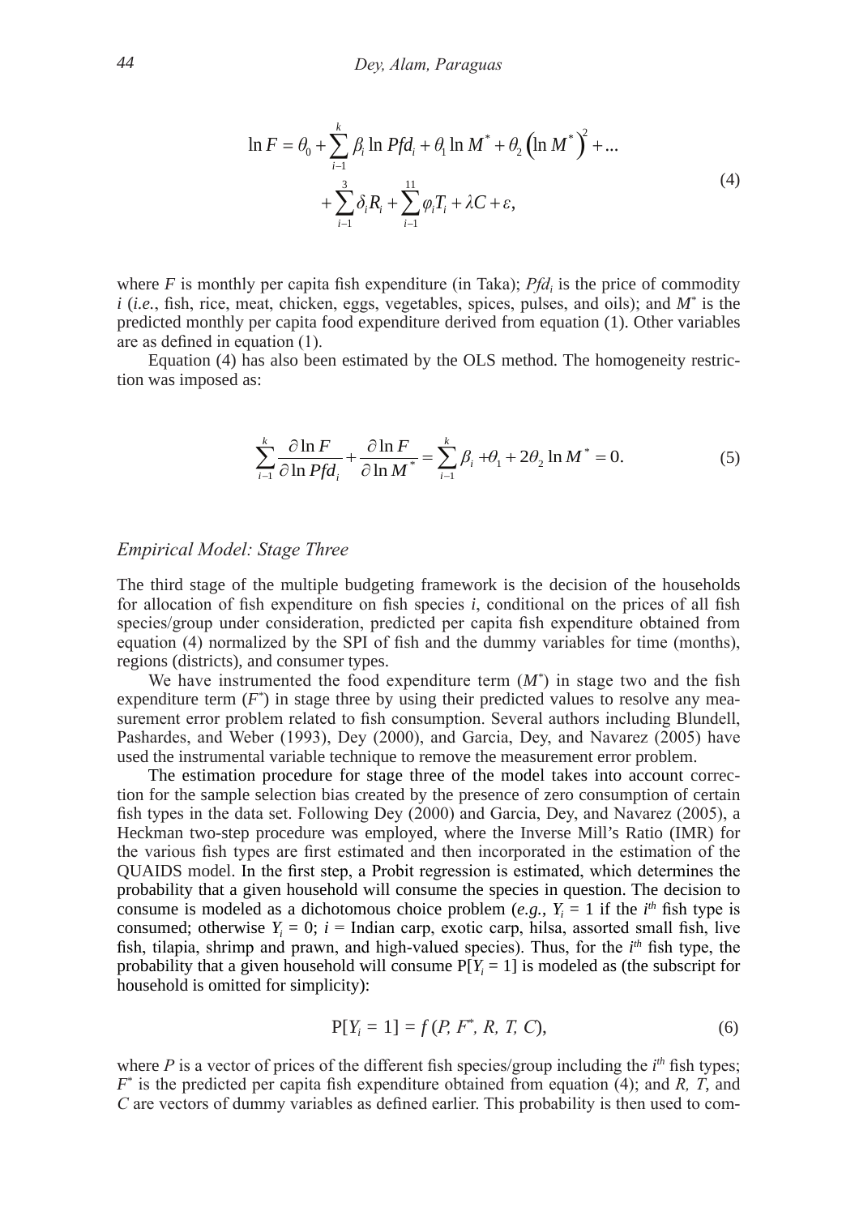$$\ln F = \theta_0 + \sum_{i-1}^{k} \beta_i \ln Pfd_i + \theta_1 \ln M^* + \theta_2 \left(\ln M^*\right)^2 + \dots$$
$$+ \sum_{i-1}^{3} \delta_i R_i + \sum_{i-1}^{11} \varphi_i T_i + \lambda C + \varepsilon, \tag{4}$$

where $F$ is monthly per capita fish expenditure (in Taka); $Pfd_i$ is the price of commodity $i$ (*i.e.*, fish, rice, meat, chicken, eggs, vegetables, spices, pulses, and oils); and $M^*$ is the predicted monthly per capita food expenditure derived from equation (1). Other variables are as defined in equation (1).

Equation (4) has also been estimated by the OLS method. The homogeneity restriction was imposed as:

$$\sum_{i-1}^{k} \frac{\partial \ln F}{\partial \ln Pfd_i} + \frac{\partial \ln F}{\partial \ln M^*} = \sum_{i-1}^{k} \beta_i + \theta_1 + 2\theta_2 \ln M^* = 0. \tag{5}$$

### *Empirical Model: Stage Three*

The third stage of the multiple budgeting framework is the decision of the households for allocation of fish expenditure on fish species $i$, conditional on the prices of all fish species/group under consideration, predicted per capita fish expenditure obtained from equation (4) normalized by the SPI of fish and the dummy variables for time (months), regions (districts), and consumer types.

We have instrumented the food expenditure term ($M^*$) in stage two and the fish expenditure term ($F^*$) in stage three by using their predicted values to resolve any measurement error problem related to fish consumption. Several authors including Blundell, Pashardes, and Weber (1993), Dey (2000), and Garcia, Dey, and Navarez (2005) have used the instrumental variable technique to remove the measurement error problem.

The estimation procedure for stage three of the model takes into account correction for the sample selection bias created by the presence of zero consumption of certain fish types in the data set. Following Dey (2000) and Garcia, Dey, and Navarez (2005), a Heckman two-step procedure was employed, where the Inverse Mill's Ratio (IMR) for the various fish types are first estimated and then incorporated in the estimation of the QUAIDS model. In the first step, a Probit regression is estimated, which determines the probability that a given household will consume the species in question. The decision to consume is modeled as a dichotomous choice problem (*e.g.*, $Y_i = 1$ if the $i^{th}$ fish type is consumed; otherwise $Y_i = 0$; $i$ = Indian carp, exotic carp, hilsa, assorted small fish, live fish, tilapia, shrimp and prawn, and high-valued species). Thus, for the $i^{th}$ fish type, the probability that a given household will consume $P[Y_i = 1]$ is modeled as (the subscript for household is omitted for simplicity):

$$P[Y_i = 1] = f(P, F^*, R, T, C), \tag{6}$$

where $P$ is a vector of prices of the different fish species/group including the $i^{th}$ fish types; $F^*$ is the predicted per capita fish expenditure obtained from equation (4); and $R$, $T$, and $C$ are vectors of dummy variables as defined earlier. This probability is then used to com-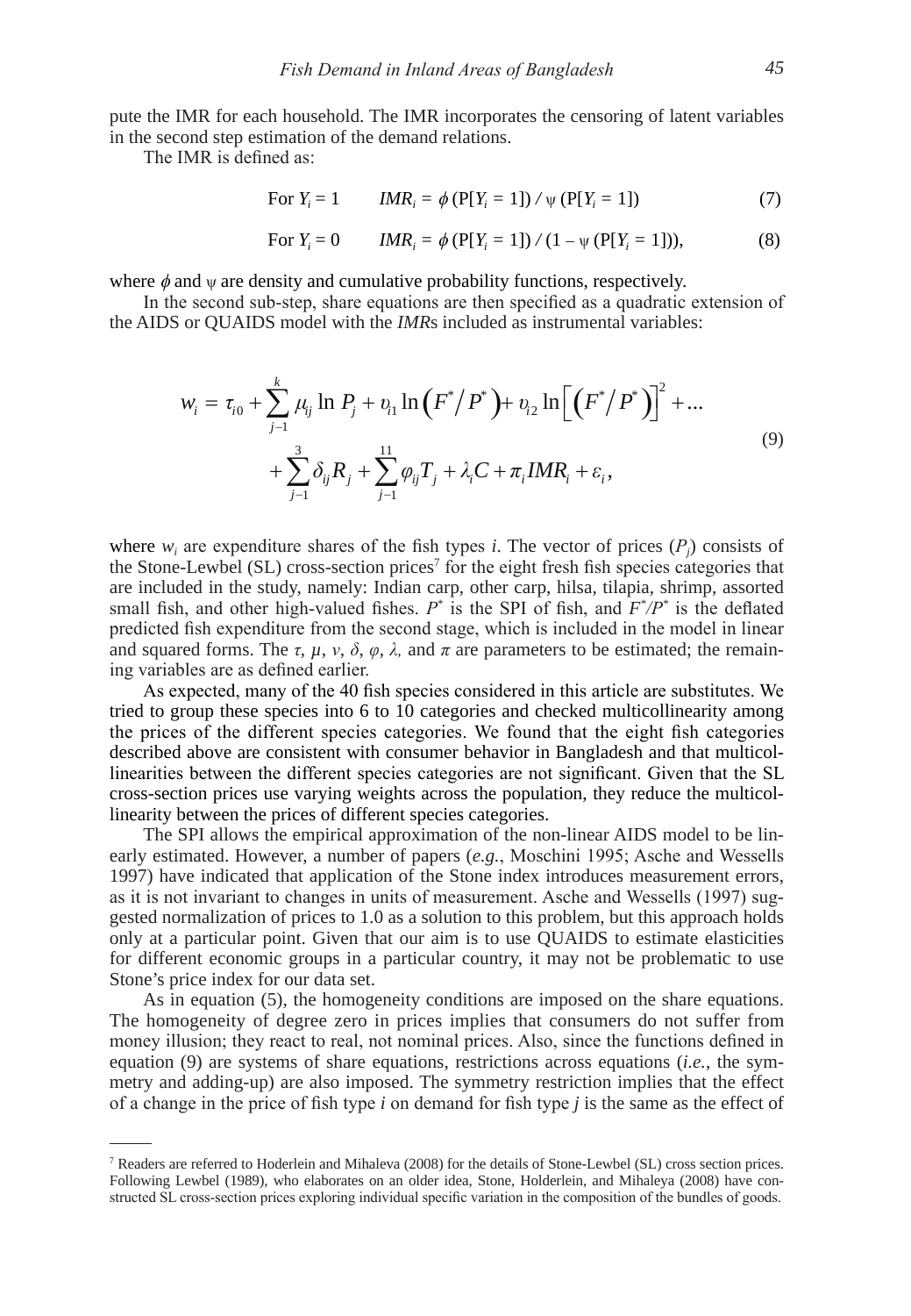pute the IMR for each household. The IMR incorporates the censoring of latent variables in the second step estimation of the demand relations.

The IMR is defined as:

$$\text{For } Y_i = 1 \qquad IMR_i = \phi\,(\mathrm{P}[Y_i = 1]) \,/\, \psi\,(\mathrm{P}[Y_i = 1]) \tag{7}$$

$$\text{For } Y_i = 0 \qquad IMR_i = \phi\,(\mathrm{P}[Y_i = 1]) \,/\, (1 - \psi\,(\mathrm{P}[Y_i = 1])), \tag{8}$$

where $\phi$ and $\psi$ are density and cumulative probability functions, respectively.

In the second sub-step, share equations are then specified as a quadratic extension of the AIDS or QUAIDS model with the *IMR*s included as instrumental variables:

$$\begin{aligned} w_i = \tau_{i0} + \sum_{j-1}^{k} \mu_{ij} \ln P_j + \upsilon_{i1} \ln\left(F^*/P^*\right) + \upsilon_{i2} \ln\left[\left(F^*/P^*\right)\right]^2 + \ldots \\ + \sum_{j-1}^{3} \delta_{ij} R_j + \sum_{j-1}^{11} \varphi_{ij} T_j + \lambda_i C + \pi_i IMR_i + \varepsilon_i, \end{aligned} \tag{9}$$

where $w_i$ are expenditure shares of the fish types $i$. The vector of prices ($P_j$) consists of the Stone-Lewbel (SL) cross-section prices[7] for the eight fresh fish species categories that are included in the study, namely: Indian carp, other carp, hilsa, tilapia, shrimp, assorted small fish, and other high-valued fishes. $P^*$ is the SPI of fish, and $F^*/P^*$ is the deflated predicted fish expenditure from the second stage, which is included in the model in linear and squared forms. The $\tau$, $\mu$, $v$, $\delta$, $\varphi$, $\lambda$, and $\pi$ are parameters to be estimated; the remaining variables are as defined earlier.

As expected, many of the 40 fish species considered in this article are substitutes. We tried to group these species into 6 to 10 categories and checked multicollinearity among the prices of the different species categories. We found that the eight fish categories described above are consistent with consumer behavior in Bangladesh and that multicollinearities between the different species categories are not significant. Given that the SL cross-section prices use varying weights across the population, they reduce the multicollinearity between the prices of different species categories.

The SPI allows the empirical approximation of the non-linear AIDS model to be linearly estimated. However, a number of papers (*e.g.*, Moschini 1995; Asche and Wessells 1997) have indicated that application of the Stone index introduces measurement errors, as it is not invariant to changes in units of measurement. Asche and Wessells (1997) suggested normalization of prices to 1.0 as a solution to this problem, but this approach holds only at a particular point. Given that our aim is to use QUAIDS to estimate elasticities for different economic groups in a particular country, it may not be problematic to use Stone's price index for our data set.

As in equation (5), the homogeneity conditions are imposed on the share equations. The homogeneity of degree zero in prices implies that consumers do not suffer from money illusion; they react to real, not nominal prices. Also, since the functions defined in equation (9) are systems of share equations, restrictions across equations (*i.e.*, the symmetry and adding-up) are also imposed. The symmetry restriction implies that the effect of a change in the price of fish type *i* on demand for fish type *j* is the same as the effect of

---

[7] Readers are referred to Hoderlein and Mihaleva (2008) for the details of Stone-Lewbel (SL) cross section prices. Following Lewbel (1989), who elaborates on an older idea, Stone, Holderlein, and Mihaleya (2008) have constructed SL cross-section prices exploring individual specific variation in the composition of the bundles of goods.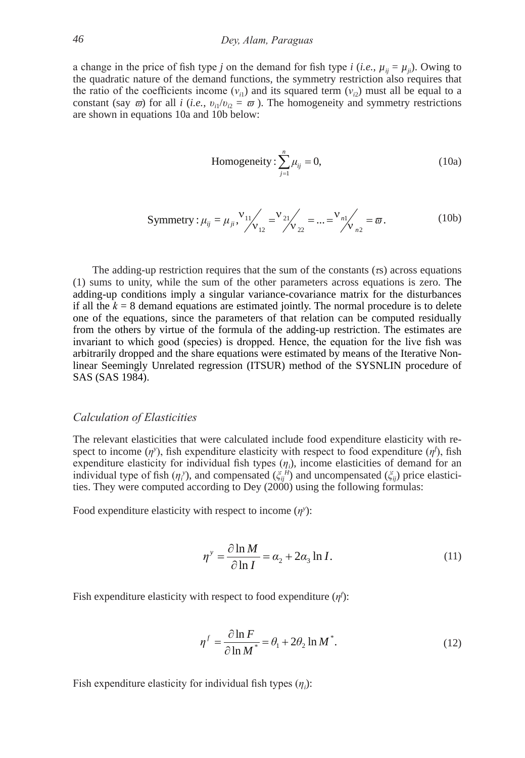a change in the price of fish type *j* on the demand for fish type *i* (*i.e.*, $\mu_{ij} = \mu_{ji}$). Owing to the quadratic nature of the demand functions, the symmetry restriction also requires that the ratio of the coefficients income ($v_{i1}$) and its squared term ($v_{i2}$) must all be equal to a constant (say $\varpi$) for all *i* (*i.e.*, $v_{i1}/v_{i2} = \varpi$). The homogeneity and symmetry restrictions are shown in equations 10a and 10b below:

$$\text{Homogeneity}: \sum_{j=1}^{n} \mu_{ij} = 0, \tag{10a}$$

$$\text{Symmetry}: \mu_{ij} = \mu_{ji}, {}^{\nu_{11}}\!/_{\nu_{12}} = {}^{\nu_{21}}\!/_{\nu_{22}} = \ldots = {}^{\nu_{n1}}\!/_{\nu_{n2}} = \varpi. \tag{10b}$$

The adding-up restriction requires that the sum of the constants ($\tau$s) across equations (1) sums to unity, while the sum of the other parameters across equations is zero. The adding-up conditions imply a singular variance-covariance matrix for the disturbances if all the $k = 8$ demand equations are estimated jointly. The normal procedure is to delete one of the equations, since the parameters of that relation can be computed residually from the others by virtue of the formula of the adding-up restriction. The estimates are invariant to which good (species) is dropped. Hence, the equation for the live fish was arbitrarily dropped and the share equations were estimated by means of the Iterative Non-linear Seemingly Unrelated regression (ITSUR) method of the SYSNLIN procedure of SAS (SAS 1984).

### *Calculation of Elasticities*

The relevant elasticities that were calculated include food expenditure elasticity with respect to income ($\eta^y$), fish expenditure elasticity with respect to food expenditure ($\eta^f$), fish expenditure elasticity for individual fish types ($\eta_i$), income elasticities of demand for an individual type of fish ($\eta_i^y$), and compensated ($\xi_{ij}^H$) and uncompensated ($\xi_{ij}$) price elasticities. They were computed according to Dey (2000) using the following formulas:

Food expenditure elasticity with respect to income ($\eta^y$):

$$\eta^y = \frac{\partial \ln M}{\partial \ln I} = \alpha_2 + 2\alpha_3 \ln I. \tag{11}$$

Fish expenditure elasticity with respect to food expenditure ($\eta^f$):

$$\eta^f = \frac{\partial \ln F}{\partial \ln M^*} = \theta_1 + 2\theta_2 \ln M^*. \tag{12}$$

Fish expenditure elasticity for individual fish types ($\eta_i$):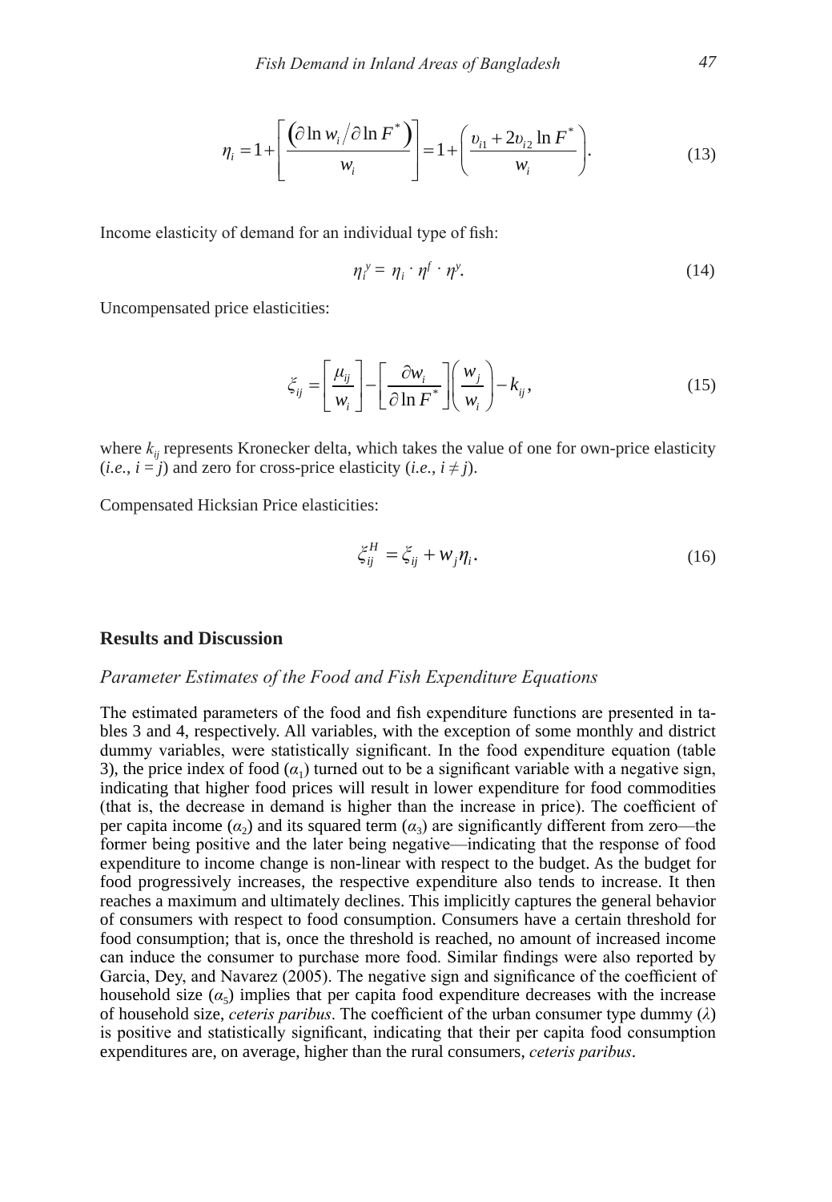$$\eta_i = 1 + \left[ \frac{\left( \partial \ln w_i / \partial \ln F^* \right)}{w_i} \right] = 1 + \left( \frac{\upsilon_{i1} + 2\upsilon_{i2} \ln F^*}{w_i} \right). \tag{13}$$

Income elasticity of demand for an individual type of fish:

$$\eta_i^y = \eta_i \cdot \eta^f \cdot \eta^y. \tag{14}$$

Uncompensated price elasticities:

$$\xi_{ij} = \left[ \frac{\mu_{ij}}{w_i} \right] - \left[ \frac{\partial w_i}{\partial \ln F^*} \right] \left( \frac{w_j}{w_i} \right) - k_{ij}, \tag{15}$$

where $k_{ij}$ represents Kronecker delta, which takes the value of one for own-price elasticity (*i.e.*, $i = j$) and zero for cross-price elasticity (*i.e.*, $i \neq j$).

Compensated Hicksian Price elasticities:

$$\xi_{ij}^H = \xi_{ij} + w_j \eta_i. \tag{16}$$

## Results and Discussion

### *Parameter Estimates of the Food and Fish Expenditure Equations*

The estimated parameters of the food and fish expenditure functions are presented in tables 3 and 4, respectively. All variables, with the exception of some monthly and district dummy variables, were statistically significant. In the food expenditure equation (table 3), the price index of food ($\alpha_1$) turned out to be a significant variable with a negative sign, indicating that higher food prices will result in lower expenditure for food commodities (that is, the decrease in demand is higher than the increase in price). The coefficient of per capita income ($\alpha_2$) and its squared term ($\alpha_3$) are significantly different from zero—the former being positive and the later being negative—indicating that the response of food expenditure to income change is non-linear with respect to the budget. As the budget for food progressively increases, the respective expenditure also tends to increase. It then reaches a maximum and ultimately declines. This implicitly captures the general behavior of consumers with respect to food consumption. Consumers have a certain threshold for food consumption; that is, once the threshold is reached, no amount of increased income can induce the consumer to purchase more food. Similar findings were also reported by Garcia, Dey, and Navarez (2005). The negative sign and significance of the coefficient of household size ($\alpha_5$) implies that per capita food expenditure decreases with the increase of household size, *ceteris paribus*. The coefficient of the urban consumer type dummy ($\lambda$) is positive and statistically significant, indicating that their per capita food consumption expenditures are, on average, higher than the rural consumers, *ceteris paribus*.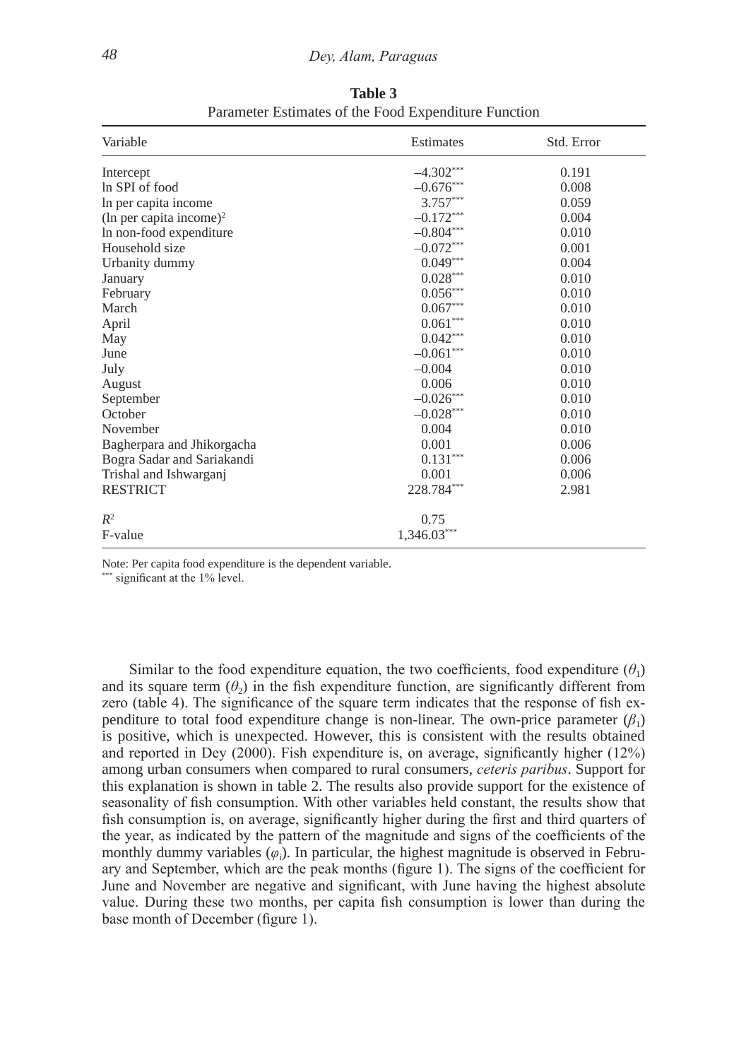**Table 3**
Parameter Estimates of the Food Expenditure Function

| Variable | Estimates | Std. Error |
|---|---|---|
| Intercept | $-4.302^{***}$ | 0.191 |
| ln SPI of food | $-0.676^{***}$ | 0.008 |
| ln per capita income | $3.757^{***}$ | 0.059 |
| (ln per capita income)$^2$ | $-0.172^{***}$ | 0.004 |
| ln non-food expenditure | $-0.804^{***}$ | 0.010 |
| Household size | $-0.072^{***}$ | 0.001 |
| Urbanity dummy | $0.049^{***}$ | 0.004 |
| January | $0.028^{***}$ | 0.010 |
| February | $0.056^{***}$ | 0.010 |
| March | $0.067^{***}$ | 0.010 |
| April | $0.061^{***}$ | 0.010 |
| May | $0.042^{***}$ | 0.010 |
| June | $-0.061^{***}$ | 0.010 |
| July | –0.004 | 0.010 |
| August | 0.006 | 0.010 |
| September | $-0.026^{***}$ | 0.010 |
| October | $-0.028^{***}$ | 0.010 |
| November | 0.004 | 0.010 |
| Bagherpara and Jhikorgacha | 0.001 | 0.006 |
| Bogra Sadar and Sariakandi | $0.131^{***}$ | 0.006 |
| Trishal and Ishwarganj | 0.001 | 0.006 |
| RESTRICT | $228.784^{***}$ | 2.981 |
| $R^2$ | 0.75 | |
| F-value | $1{,}346.03^{***}$ | |

Note: Per capita food expenditure is the dependent variable.
$^{***}$ significant at the 1% level.

Similar to the food expenditure equation, the two coefficients, food expenditure ($\theta_1$) and its square term ($\theta_2$) in the fish expenditure function, are significantly different from zero (table 4). The significance of the square term indicates that the response of fish expenditure to total food expenditure change is non-linear. The own-price parameter ($\beta_1$) is positive, which is unexpected. However, this is consistent with the results obtained and reported in Dey (2000). Fish expenditure is, on average, significantly higher (12%) among urban consumers when compared to rural consumers, *ceteris paribus*. Support for this explanation is shown in table 2. The results also provide support for the existence of seasonality of fish consumption. With other variables held constant, the results show that fish consumption is, on average, significantly higher during the first and third quarters of the year, as indicated by the pattern of the magnitude and signs of the coefficients of the monthly dummy variables ($\varphi_i$). In particular, the highest magnitude is observed in February and September, which are the peak months (figure 1). The signs of the coefficient for June and November are negative and significant, with June having the highest absolute value. During these two months, per capita fish consumption is lower than during the base month of December (figure 1).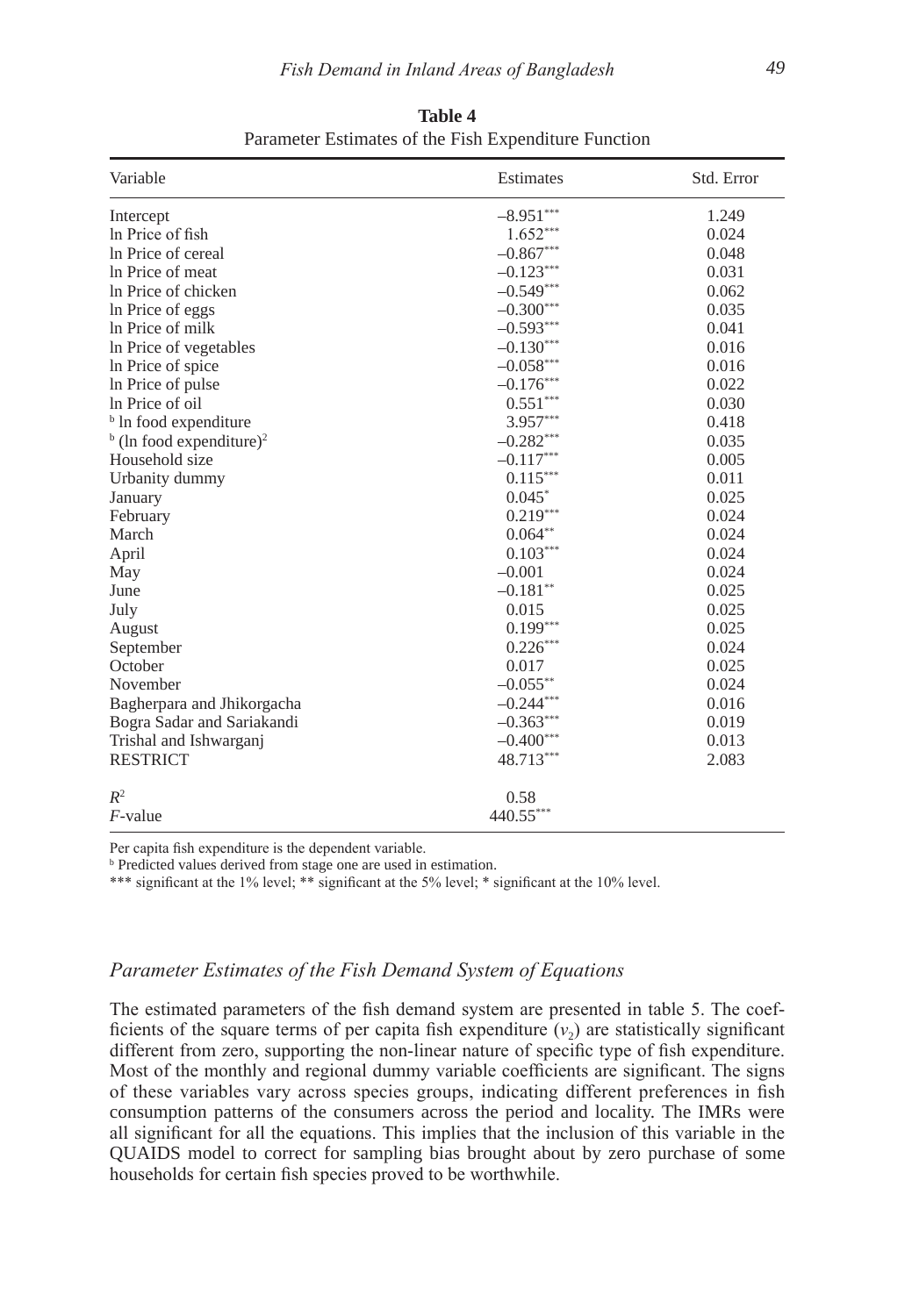**Table 4**

Parameter Estimates of the Fish Expenditure Function

| Variable | Estimates | Std. Error |
|---|---|---|
| Intercept | $-8.951^{***}$ | 1.249 |
| ln Price of fish | $1.652^{***}$ | 0.024 |
| ln Price of cereal | $-0.867^{***}$ | 0.048 |
| ln Price of meat | $-0.123^{***}$ | 0.031 |
| ln Price of chicken | $-0.549^{***}$ | 0.062 |
| ln Price of eggs | $-0.300^{***}$ | 0.035 |
| ln Price of milk | $-0.593^{***}$ | 0.041 |
| ln Price of vegetables | $-0.130^{***}$ | 0.016 |
| ln Price of spice | $-0.058^{***}$ | 0.016 |
| ln Price of pulse | $-0.176^{***}$ | 0.022 |
| ln Price of oil | $0.551^{***}$ | 0.030 |
| [b] ln food expenditure | $3.957^{***}$ | 0.418 |
| [b] (ln food expenditure)$^2$ | $-0.282^{***}$ | 0.035 |
| Household size | $-0.117^{***}$ | 0.005 |
| Urbanity dummy | $0.115^{***}$ | 0.011 |
| January | $0.045^{*}$ | 0.025 |
| February | $0.219^{***}$ | 0.024 |
| March | $0.064^{**}$ | 0.024 |
| April | $0.103^{***}$ | 0.024 |
| May | $-0.001$ | 0.024 |
| June | $-0.181^{**}$ | 0.025 |
| July | 0.015 | 0.025 |
| August | $0.199^{***}$ | 0.025 |
| September | $0.226^{***}$ | 0.024 |
| October | 0.017 | 0.025 |
| November | $-0.055^{**}$ | 0.024 |
| Bagherpara and Jhikorgacha | $-0.244^{***}$ | 0.016 |
| Bogra Sadar and Sariakandi | $-0.363^{***}$ | 0.019 |
| Trishal and Ishwarganj | $-0.400^{***}$ | 0.013 |
| RESTRICT | $48.713^{***}$ | 2.083 |
| $R^2$ | 0.58 | |
| $F$-value | $440.55^{***}$ | |

Per capita fish expenditure is the dependent variable.

[b] Predicted values derived from stage one are used in estimation.

*** significant at the 1% level; ** significant at the 5% level; * significant at the 10% level.

### *Parameter Estimates of the Fish Demand System of Equations*

The estimated parameters of the fish demand system are presented in table 5. The coefficients of the square terms of per capita fish expenditure ($v_2$) are statistically significant different from zero, supporting the non-linear nature of specific type of fish expenditure. Most of the monthly and regional dummy variable coefficients are significant. The signs of these variables vary across species groups, indicating different preferences in fish consumption patterns of the consumers across the period and locality. The IMRs were all significant for all the equations. This implies that the inclusion of this variable in the QUAIDS model to correct for sampling bias brought about by zero purchase of some households for certain fish species proved to be worthwhile.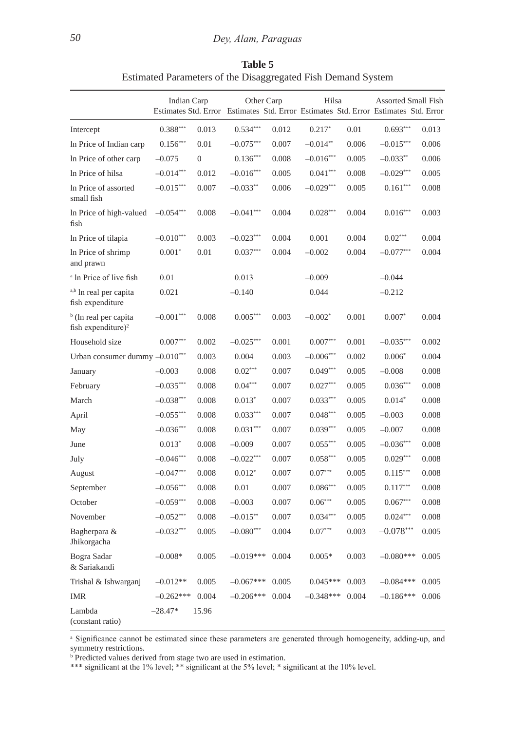**Table 5**

Estimated Parameters of the Disaggregated Fish Demand System

| | Indian Carp | | Other Carp | | Hilsa | | Assorted Small Fish | |
|---|---|---|---|---|---|---|---|---|
| | Estimates | Std. Error | Estimates | Std. Error | Estimates | Std. Error | Estimates | Std. Error |
| Intercept | 0.388*** | 0.013 | 0.534*** | 0.012 | 0.217* | 0.01 | 0.693*** | 0.013 |
| ln Price of Indian carp | 0.156*** | 0.01 | –0.075*** | 0.007 | –0.014** | 0.006 | –0.015*** | 0.006 |
| ln Price of other carp | –0.075 | 0 | 0.136*** | 0.008 | –0.016*** | 0.005 | –0.033** | 0.006 |
| ln Price of hilsa | –0.014*** | 0.012 | –0.016*** | 0.005 | 0.041*** | 0.008 | –0.029*** | 0.005 |
| ln Price of assorted small fish | –0.015*** | 0.007 | –0.033** | 0.006 | –0.029*** | 0.005 | 0.161*** | 0.008 |
| ln Price of high-valued fish | –0.054*** | 0.008 | –0.041*** | 0.004 | 0.028*** | 0.004 | 0.016*** | 0.003 |
| ln Price of tilapia | –0.010*** | 0.003 | –0.023*** | 0.004 | 0.001 | 0.004 | 0.02*** | 0.004 |
| ln Price of shrimp and prawn | 0.001* | 0.01 | 0.037*** | 0.004 | –0.002 | 0.004 | –0.077*** | 0.004 |
| [a] ln Price of live fish | 0.01 | | 0.013 | | –0.009 | | –0.044 | |
| [a,b] ln real per capita fish expenditure | 0.021 | | –0.140 | | 0.044 | | –0.212 | |
| [b] (ln real per capita fish expenditure)$^2$ | –0.001*** | 0.008 | 0.005*** | 0.003 | –0.002* | 0.001 | 0.007* | 0.004 |
| Household size | 0.007*** | 0.002 | –0.025*** | 0.001 | 0.007*** | 0.001 | –0.035*** | 0.002 |
| Urban consumer dummy | –0.010*** | 0.003 | 0.004 | 0.003 | –0.006*** | 0.002 | 0.006* | 0.004 |
| January | –0.003 | 0.008 | 0.02*** | 0.007 | 0.049*** | 0.005 | –0.008 | 0.008 |
| February | –0.035*** | 0.008 | 0.04*** | 0.007 | 0.027*** | 0.005 | 0.036*** | 0.008 |
| March | –0.038*** | 0.008 | 0.013* | 0.007 | 0.033*** | 0.005 | 0.014* | 0.008 |
| April | –0.055*** | 0.008 | 0.033*** | 0.007 | 0.048*** | 0.005 | –0.003 | 0.008 |
| May | –0.036*** | 0.008 | 0.031*** | 0.007 | 0.039*** | 0.005 | –0.007 | 0.008 |
| June | 0.013* | 0.008 | –0.009 | 0.007 | 0.055*** | 0.005 | –0.036*** | 0.008 |
| July | –0.046*** | 0.008 | –0.022*** | 0.007 | 0.058*** | 0.005 | 0.029*** | 0.008 |
| August | –0.047*** | 0.008 | 0.012* | 0.007 | 0.07*** | 0.005 | 0.115*** | 0.008 |
| September | –0.056*** | 0.008 | 0.01 | 0.007 | 0.086*** | 0.005 | 0.117*** | 0.008 |
| October | –0.059*** | 0.008 | –0.003 | 0.007 | 0.06*** | 0.005 | 0.067*** | 0.008 |
| November | –0.052*** | 0.008 | –0.015** | 0.007 | 0.034*** | 0.005 | 0.024*** | 0.008 |
| Bagherpara & Jhikorgacha | –0.032*** | 0.005 | –0.080*** | 0.004 | 0.07*** | 0.003 | –0.078*** | 0.005 |
| Bogra Sadar & Sariakandi | –0.008* | 0.005 | –0.019*** | 0.004 | 0.005* | 0.003 | –0.080*** | 0.005 |
| Trishal & Ishwarganj | –0.012** | 0.005 | –0.067*** | 0.005 | 0.045*** | 0.003 | –0.084*** | 0.005 |
| IMR | –0.262*** | 0.004 | –0.206*** | 0.004 | –0.348*** | 0.004 | –0.186*** | 0.006 |
| Lambda (constant ratio) | –28.47* | 15.96 | | | | | | |

[a] Significance cannot be estimated since these parameters are generated through homogeneity, adding-up, and symmetry restrictions.

[b] Predicted values derived from stage two are used in estimation.

*** significant at the 1% level; ** significant at the 5% level; * significant at the 10% level.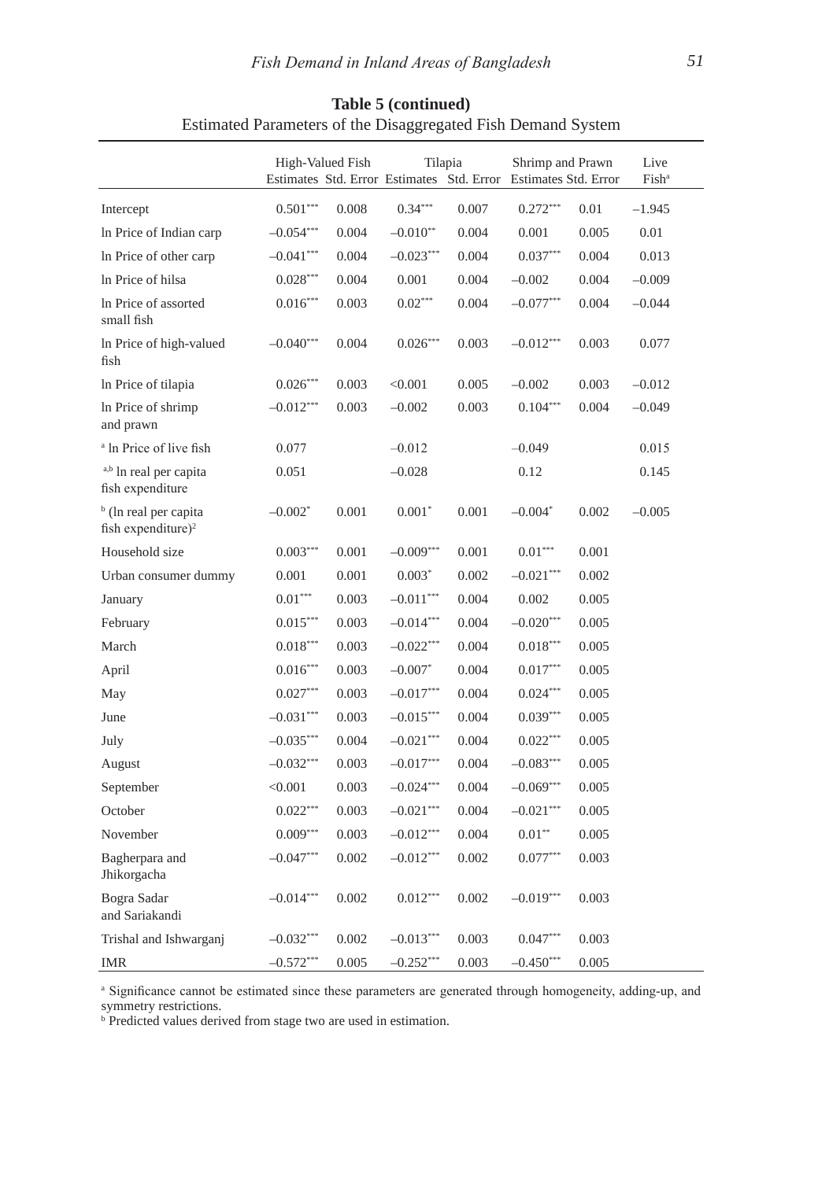**Table 5 (continued)**

Estimated Parameters of the Disaggregated Fish Demand System

| | High-Valued Fish | | Tilapia | | Shrimp and Prawn | | Live Fish[a] |
|---|---|---|---|---|---|---|---|
| | Estimates | Std. Error | Estimates | Std. Error | Estimates | Std. Error | |
| Intercept | 0.501*** | 0.008 | 0.34*** | 0.007 | 0.272*** | 0.01 | –1.945 |
| ln Price of Indian carp | –0.054*** | 0.004 | –0.010** | 0.004 | 0.001 | 0.005 | 0.01 |
| ln Price of other carp | –0.041*** | 0.004 | –0.023*** | 0.004 | 0.037*** | 0.004 | 0.013 |
| ln Price of hilsa | 0.028*** | 0.004 | 0.001 | 0.004 | –0.002 | 0.004 | –0.009 |
| ln Price of assorted small fish | 0.016*** | 0.003 | 0.02*** | 0.004 | –0.077*** | 0.004 | –0.044 |
| ln Price of high-valued fish | –0.040*** | 0.004 | 0.026*** | 0.003 | –0.012*** | 0.003 | 0.077 |
| ln Price of tilapia | 0.026*** | 0.003 | <0.001 | 0.005 | –0.002 | 0.003 | –0.012 |
| ln Price of shrimp and prawn | –0.012*** | 0.003 | –0.002 | 0.003 | 0.104*** | 0.004 | –0.049 |
| [a] ln Price of live fish | 0.077 | | –0.012 | | –0.049 | | 0.015 |
| [a,b] ln real per capita fish expenditure | 0.051 | | –0.028 | | 0.12 | | 0.145 |
| [b] (ln real per capita fish expenditure)$^2$ | –0.002* | 0.001 | 0.001* | 0.001 | –0.004* | 0.002 | –0.005 |
| Household size | 0.003*** | 0.001 | –0.009*** | 0.001 | 0.01*** | 0.001 | |
| Urban consumer dummy | 0.001 | 0.001 | 0.003* | 0.002 | –0.021*** | 0.002 | |
| January | 0.01*** | 0.003 | –0.011*** | 0.004 | 0.002 | 0.005 | |
| February | 0.015*** | 0.003 | –0.014*** | 0.004 | –0.020*** | 0.005 | |
| March | 0.018*** | 0.003 | –0.022*** | 0.004 | 0.018*** | 0.005 | |
| April | 0.016*** | 0.003 | –0.007* | 0.004 | 0.017*** | 0.005 | |
| May | 0.027*** | 0.003 | –0.017*** | 0.004 | 0.024*** | 0.005 | |
| June | –0.031*** | 0.003 | –0.015*** | 0.004 | 0.039*** | 0.005 | |
| July | –0.035*** | 0.004 | –0.021*** | 0.004 | 0.022*** | 0.005 | |
| August | –0.032*** | 0.003 | –0.017*** | 0.004 | –0.083*** | 0.005 | |
| September | <0.001 | 0.003 | –0.024*** | 0.004 | –0.069*** | 0.005 | |
| October | 0.022*** | 0.003 | –0.021*** | 0.004 | –0.021*** | 0.005 | |
| November | 0.009*** | 0.003 | –0.012*** | 0.004 | 0.01** | 0.005 | |
| Bagherpara and Jhikorgacha | –0.047*** | 0.002 | –0.012*** | 0.002 | 0.077*** | 0.003 | |
| Bogra Sadar and Sariakandi | –0.014*** | 0.002 | 0.012*** | 0.002 | –0.019*** | 0.003 | |
| Trishal and Ishwarganj | –0.032*** | 0.002 | –0.013*** | 0.003 | 0.047*** | 0.003 | |
| IMR | –0.572*** | 0.005 | –0.252*** | 0.003 | –0.450*** | 0.005 | |

[a] Significance cannot be estimated since these parameters are generated through homogeneity, adding-up, and symmetry restrictions.
[b] Predicted values derived from stage two are used in estimation.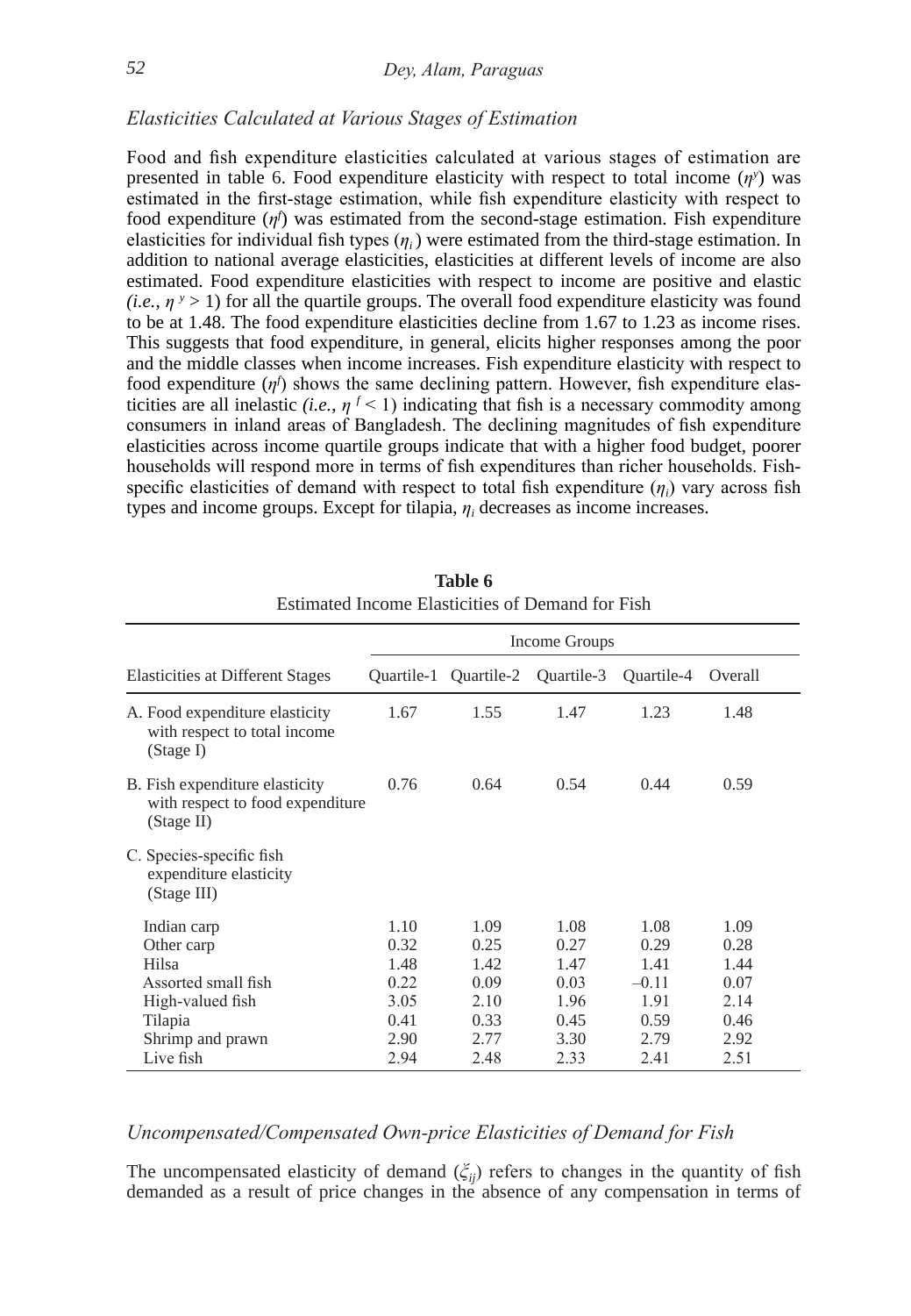### *Elasticities Calculated at Various Stages of Estimation*

Food and fish expenditure elasticities calculated at various stages of estimation are presented in table 6. Food expenditure elasticity with respect to total income ($\eta^y$) was estimated in the first-stage estimation, while fish expenditure elasticity with respect to food expenditure ($\eta^f$) was estimated from the second-stage estimation. Fish expenditure elasticities for individual fish types ($\eta_i$) were estimated from the third-stage estimation. In addition to national average elasticities, elasticities at different levels of income are also estimated. Food expenditure elasticities with respect to income are positive and elastic *(i.e.,* $\eta^y > 1$) for all the quartile groups. The overall food expenditure elasticity was found to be at 1.48. The food expenditure elasticities decline from 1.67 to 1.23 as income rises. This suggests that food expenditure, in general, elicits higher responses among the poor and the middle classes when income increases. Fish expenditure elasticity with respect to food expenditure ($\eta^f$) shows the same declining pattern. However, fish expenditure elasticities are all inelastic *(i.e.,* $\eta^f < 1$) indicating that fish is a necessary commodity among consumers in inland areas of Bangladesh. The declining magnitudes of fish expenditure elasticities across income quartile groups indicate that with a higher food budget, poorer households will respond more in terms of fish expenditures than richer households. Fish-specific elasticities of demand with respect to total fish expenditure ($\eta_i$) vary across fish types and income groups. Except for tilapia, $\eta_i$ decreases as income increases.

**Table 6**
Estimated Income Elasticities of Demand for Fish

| Elasticities at Different Stages | Income Groups | | | | |
|---|---|---|---|---|---|
| | Quartile-1 | Quartile-2 | Quartile-3 | Quartile-4 | Overall |
| A. Food expenditure elasticity with respect to total income (Stage I) | 1.67 | 1.55 | 1.47 | 1.23 | 1.48 |
| B. Fish expenditure elasticity with respect to food expenditure (Stage II) | 0.76 | 0.64 | 0.54 | 0.44 | 0.59 |
| C. Species-specific fish expenditure elasticity (Stage III) | | | | | |
| Indian carp | 1.10 | 1.09 | 1.08 | 1.08 | 1.09 |
| Other carp | 0.32 | 0.25 | 0.27 | 0.29 | 0.28 |
| Hilsa | 1.48 | 1.42 | 1.47 | 1.41 | 1.44 |
| Assorted small fish | 0.22 | 0.09 | 0.03 | –0.11 | 0.07 |
| High-valued fish | 3.05 | 2.10 | 1.96 | 1.91 | 2.14 |
| Tilapia | 0.41 | 0.33 | 0.45 | 0.59 | 0.46 |
| Shrimp and prawn | 2.90 | 2.77 | 3.30 | 2.79 | 2.92 |
| Live fish | 2.94 | 2.48 | 2.33 | 2.41 | 2.51 |

### *Uncompensated/Compensated Own-price Elasticities of Demand for Fish*

The uncompensated elasticity of demand ($\xi_{ij}$) refers to changes in the quantity of fish demanded as a result of price changes in the absence of any compensation in terms of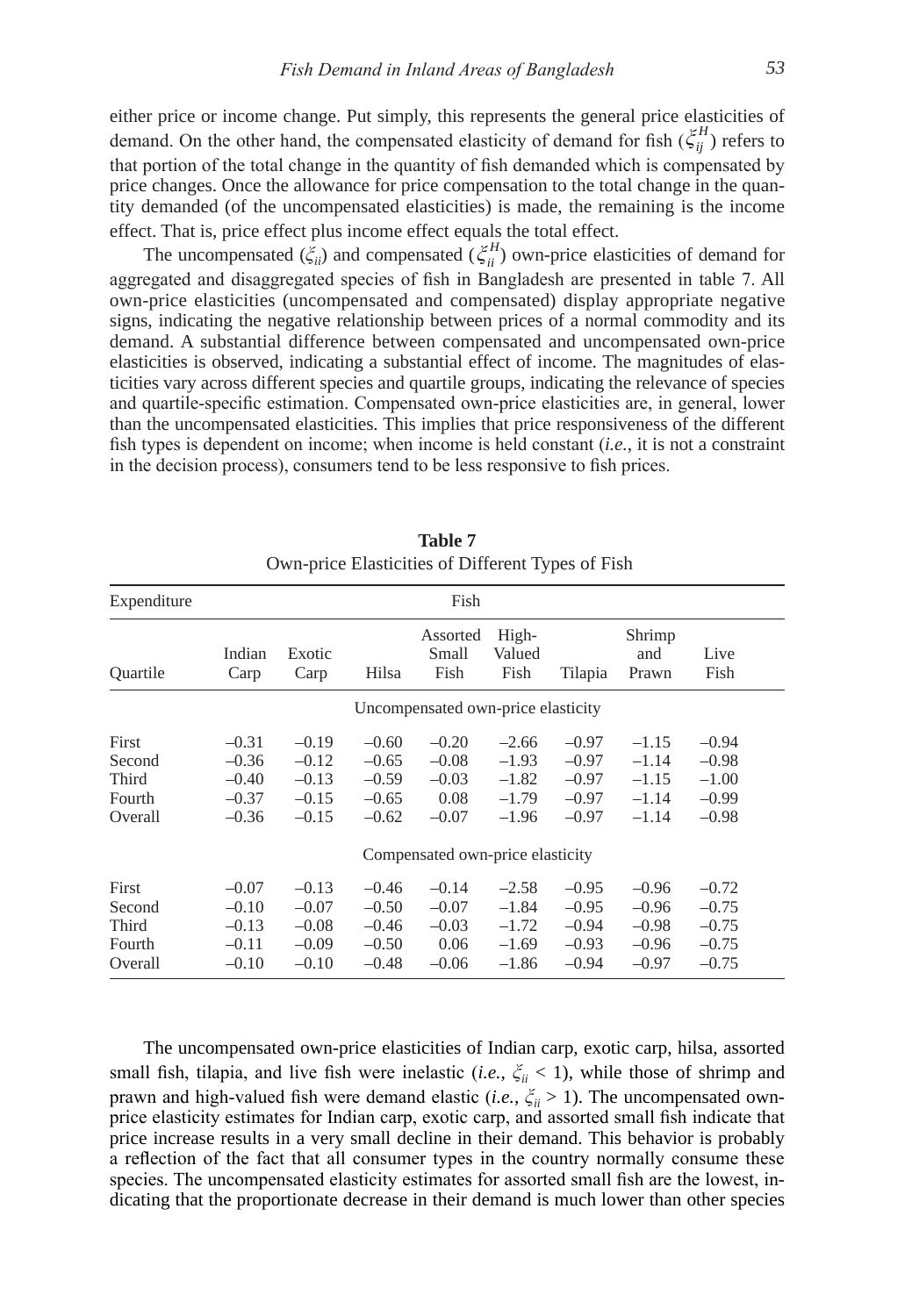either price or income change. Put simply, this represents the general price elasticities of demand. On the other hand, the compensated elasticity of demand for fish ($\xi_{ij}^{H}$) refers to that portion of the total change in the quantity of fish demanded which is compensated by price changes. Once the allowance for price compensation to the total change in the quantity demanded (of the uncompensated elasticities) is made, the remaining is the income effect. That is, price effect plus income effect equals the total effect.

The uncompensated ($\xi_{ii}$) and compensated ($\xi_{ii}^{H}$) own-price elasticities of demand for aggregated and disaggregated species of fish in Bangladesh are presented in table 7. All own-price elasticities (uncompensated and compensated) display appropriate negative signs, indicating the negative relationship between prices of a normal commodity and its demand. A substantial difference between compensated and uncompensated own-price elasticities is observed, indicating a substantial effect of income. The magnitudes of elasticities vary across different species and quartile groups, indicating the relevance of species and quartile-specific estimation. Compensated own-price elasticities are, in general, lower than the uncompensated elasticities. This implies that price responsiveness of the different fish types is dependent on income; when income is held constant (*i.e.*, it is not a constraint in the decision process), consumers tend to be less responsive to fish prices.

**Table 7**
Own-price Elasticities of Different Types of Fish

| Expenditure Quartile | Indian Carp | Exotic Carp | Hilsa | Assorted Small Fish | High-Valued Fish | Tilapia | Shrimp and Prawn | Live Fish |
|---|---|---|---|---|---|---|---|---|
| | Uncompensated own-price elasticity | | | | | | | |
| First | –0.31 | –0.19 | –0.60 | –0.20 | –2.66 | –0.97 | –1.15 | –0.94 |
| Second | –0.36 | –0.12 | –0.65 | –0.08 | –1.93 | –0.97 | –1.14 | –0.98 |
| Third | –0.40 | –0.13 | –0.59 | –0.03 | –1.82 | –0.97 | –1.15 | –1.00 |
| Fourth | –0.37 | –0.15 | –0.65 | 0.08 | –1.79 | –0.97 | –1.14 | –0.99 |
| Overall | –0.36 | –0.15 | –0.62 | –0.07 | –1.96 | –0.97 | –1.14 | –0.98 |
| | Compensated own-price elasticity | | | | | | | |
| First | –0.07 | –0.13 | –0.46 | –0.14 | –2.58 | –0.95 | –0.96 | –0.72 |
| Second | –0.10 | –0.07 | –0.50 | –0.07 | –1.84 | –0.95 | –0.96 | –0.75 |
| Third | –0.13 | –0.08 | –0.46 | –0.03 | –1.72 | –0.94 | –0.98 | –0.75 |
| Fourth | –0.11 | –0.09 | –0.50 | 0.06 | –1.69 | –0.93 | –0.96 | –0.75 |
| Overall | –0.10 | –0.10 | –0.48 | –0.06 | –1.86 | –0.94 | –0.97 | –0.75 |

The uncompensated own-price elasticities of Indian carp, exotic carp, hilsa, assorted small fish, tilapia, and live fish were inelastic (*i.e.*, $\xi_{ii} < 1$), while those of shrimp and prawn and high-valued fish were demand elastic (*i.e.*, $\xi_{ii} > 1$). The uncompensated own-price elasticity estimates for Indian carp, exotic carp, and assorted small fish indicate that price increase results in a very small decline in their demand. This behavior is probably a reflection of the fact that all consumer types in the country normally consume these species. The uncompensated elasticity estimates for assorted small fish are the lowest, indicating that the proportionate decrease in their demand is much lower than other species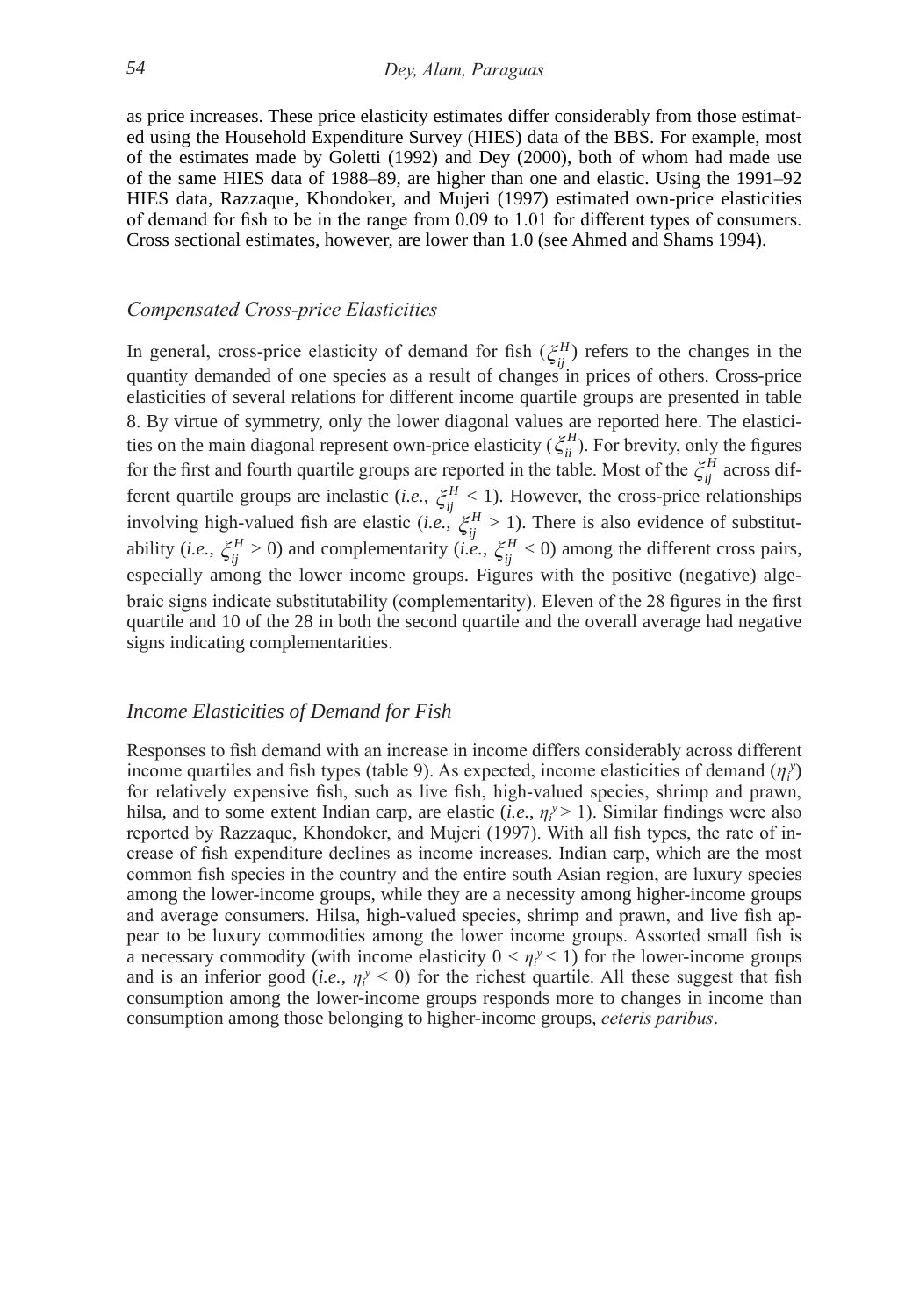as price increases. These price elasticity estimates differ considerably from those estimated using the Household Expenditure Survey (HIES) data of the BBS. For example, most of the estimates made by Goletti (1992) and Dey (2000), both of whom had made use of the same HIES data of 1988–89, are higher than one and elastic. Using the 1991–92 HIES data, Razzaque, Khondoker, and Mujeri (1997) estimated own-price elasticities of demand for fish to be in the range from 0.09 to 1.01 for different types of consumers. Cross sectional estimates, however, are lower than 1.0 (see Ahmed and Shams 1994).

### *Compensated Cross-price Elasticities*

In general, cross-price elasticity of demand for fish ($\xi_{ij}^{H}$) refers to the changes in the quantity demanded of one species as a result of changes in prices of others. Cross-price elasticities of several relations for different income quartile groups are presented in table 8. By virtue of symmetry, only the lower diagonal values are reported here. The elasticities on the main diagonal represent own-price elasticity ($\xi_{ii}^{H}$). For brevity, only the figures for the first and fourth quartile groups are reported in the table. Most of the $\xi_{ij}^{H}$ across different quartile groups are inelastic (*i.e.*, $\xi_{ij}^{H} < 1$). However, the cross-price relationships involving high-valued fish are elastic (*i.e.*, $\xi_{ij}^{H} > 1$). There is also evidence of substitutability (*i.e.*, $\xi_{ij}^{H} > 0$) and complementarity (*i.e.*, $\xi_{ij}^{H} < 0$) among the different cross pairs, especially among the lower income groups. Figures with the positive (negative) algebraic signs indicate substitutability (complementarity). Eleven of the 28 figures in the first quartile and 10 of the 28 in both the second quartile and the overall average had negative signs indicating complementarities.

### *Income Elasticities of Demand for Fish*

Responses to fish demand with an increase in income differs considerably across different income quartiles and fish types (table 9). As expected, income elasticities of demand ($\eta_i^y$) for relatively expensive fish, such as live fish, high-valued species, shrimp and prawn, hilsa, and to some extent Indian carp, are elastic (*i.e.*, $\eta_i^y > 1$). Similar findings were also reported by Razzaque, Khondoker, and Mujeri (1997). With all fish types, the rate of increase of fish expenditure declines as income increases. Indian carp, which are the most common fish species in the country and the entire south Asian region, are luxury species among the lower-income groups, while they are a necessity among higher-income groups and average consumers. Hilsa, high-valued species, shrimp and prawn, and live fish appear to be luxury commodities among the lower income groups. Assorted small fish is a necessary commodity (with income elasticity $0 < \eta_i^y < 1$) for the lower-income groups and is an inferior good (*i.e.*, $\eta_i^y < 0$) for the richest quartile. All these suggest that fish consumption among the lower-income groups responds more to changes in income than consumption among those belonging to higher-income groups, *ceteris paribus*.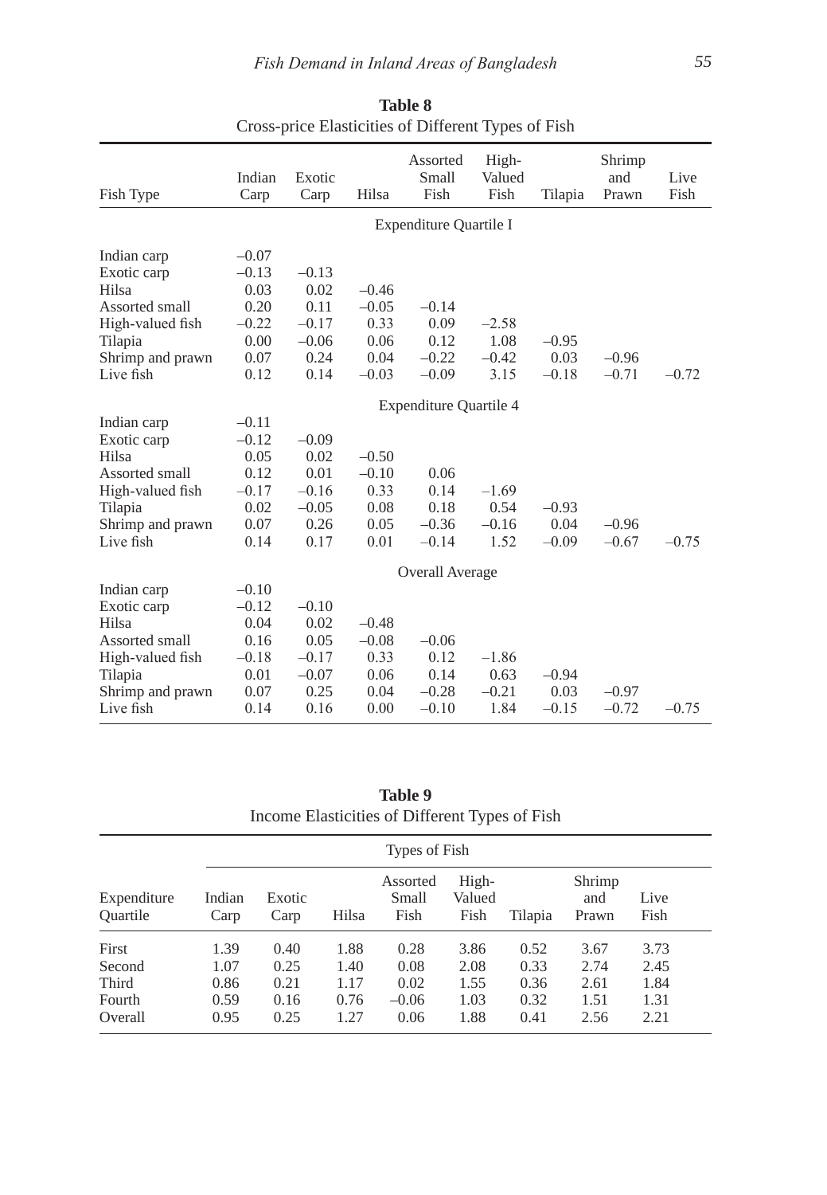**Table 8**
Cross-price Elasticities of Different Types of Fish

| Fish Type | Indian Carp | Exotic Carp | Hilsa | Assorted Small Fish | High-Valued Fish | Tilapia | Shrimp and Prawn | Live Fish |
|---|---|---|---|---|---|---|---|---|
| | | | | Expenditure Quartile I | | | | |
| Indian carp | –0.07 | | | | | | | |
| Exotic carp | –0.13 | –0.13 | | | | | | |
| Hilsa | 0.03 | 0.02 | –0.46 | | | | | |
| Assorted small | 0.20 | 0.11 | –0.05 | –0.14 | | | | |
| High-valued fish | –0.22 | –0.17 | 0.33 | 0.09 | –2.58 | | | |
| Tilapia | 0.00 | –0.06 | 0.06 | 0.12 | 1.08 | –0.95 | | |
| Shrimp and prawn | 0.07 | 0.24 | 0.04 | –0.22 | –0.42 | 0.03 | –0.96 | |
| Live fish | 0.12 | 0.14 | –0.03 | –0.09 | 3.15 | –0.18 | –0.71 | –0.72 |
| | | | | Expenditure Quartile 4 | | | | |
| Indian carp | –0.11 | | | | | | | |
| Exotic carp | –0.12 | –0.09 | | | | | | |
| Hilsa | 0.05 | 0.02 | –0.50 | | | | | |
| Assorted small | 0.12 | 0.01 | –0.10 | 0.06 | | | | |
| High-valued fish | –0.17 | –0.16 | 0.33 | 0.14 | –1.69 | | | |
| Tilapia | 0.02 | –0.05 | 0.08 | 0.18 | 0.54 | –0.93 | | |
| Shrimp and prawn | 0.07 | 0.26 | 0.05 | –0.36 | –0.16 | 0.04 | –0.96 | |
| Live fish | 0.14 | 0.17 | 0.01 | –0.14 | 1.52 | –0.09 | –0.67 | –0.75 |
| | | | | Overall Average | | | | |
| Indian carp | –0.10 | | | | | | | |
| Exotic carp | –0.12 | –0.10 | | | | | | |
| Hilsa | 0.04 | 0.02 | –0.48 | | | | | |
| Assorted small | 0.16 | 0.05 | –0.08 | –0.06 | | | | |
| High-valued fish | –0.18 | –0.17 | 0.33 | 0.12 | –1.86 | | | |
| Tilapia | 0.01 | –0.07 | 0.06 | 0.14 | 0.63 | –0.94 | | |
| Shrimp and prawn | 0.07 | 0.25 | 0.04 | –0.28 | –0.21 | 0.03 | –0.97 | |
| Live fish | 0.14 | 0.16 | 0.00 | –0.10 | 1.84 | –0.15 | –0.72 | –0.75 |

**Table 9**
Income Elasticities of Different Types of Fish

| Expenditure Quartile | Types of Fish | | | | | | | |
|---|---|---|---|---|---|---|---|---|
| | Indian Carp | Exotic Carp | Hilsa | Assorted Small Fish | High-Valued Fish | Tilapia | Shrimp and Prawn | Live Fish |
| First | 1.39 | 0.40 | 1.88 | 0.28 | 3.86 | 0.52 | 3.67 | 3.73 |
| Second | 1.07 | 0.25 | 1.40 | 0.08 | 2.08 | 0.33 | 2.74 | 2.45 |
| Third | 0.86 | 0.21 | 1.17 | 0.02 | 1.55 | 0.36 | 2.61 | 1.84 |
| Fourth | 0.59 | 0.16 | 0.76 | –0.06 | 1.03 | 0.32 | 1.51 | 1.31 |
| Overall | 0.95 | 0.25 | 1.27 | 0.06 | 1.88 | 0.41 | 2.56 | 2.21 |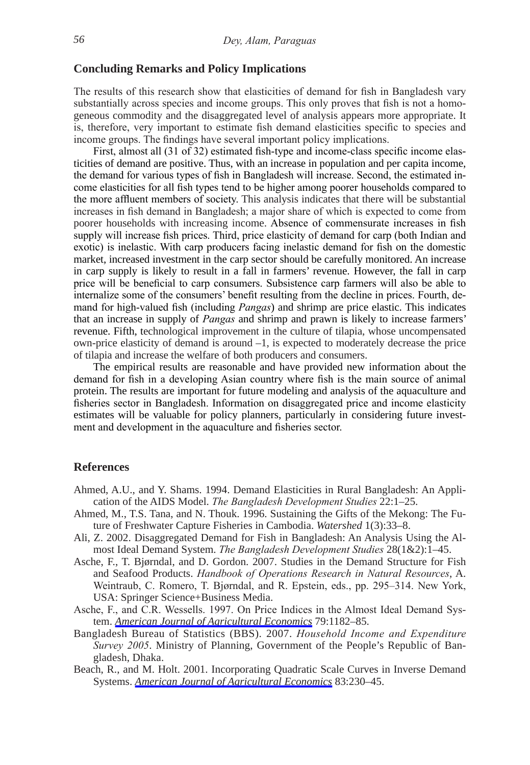## Concluding Remarks and Policy Implications

The results of this research show that elasticities of demand for fish in Bangladesh vary substantially across species and income groups. This only proves that fish is not a homogeneous commodity and the disaggregated level of analysis appears more appropriate. It is, therefore, very important to estimate fish demand elasticities specific to species and income groups. The findings have several important policy implications.

First, almost all (31 of 32) estimated fish-type and income-class specific income elasticities of demand are positive. Thus, with an increase in population and per capita income, the demand for various types of fish in Bangladesh will increase. Second, the estimated income elasticities for all fish types tend to be higher among poorer households compared to the more affluent members of society. This analysis indicates that there will be substantial increases in fish demand in Bangladesh; a major share of which is expected to come from poorer households with increasing income. Absence of commensurate increases in fish supply will increase fish prices. Third, price elasticity of demand for carp (both Indian and exotic) is inelastic. With carp producers facing inelastic demand for fish on the domestic market, increased investment in the carp sector should be carefully monitored. An increase in carp supply is likely to result in a fall in farmers' revenue. However, the fall in carp price will be beneficial to carp consumers. Subsistence carp farmers will also be able to internalize some of the consumers' benefit resulting from the decline in prices. Fourth, demand for high-valued fish (including *Pangas*) and shrimp are price elastic. This indicates that an increase in supply of *Pangas* and shrimp and prawn is likely to increase farmers' revenue. Fifth, technological improvement in the culture of tilapia, whose uncompensated own-price elasticity of demand is around –1, is expected to moderately decrease the price of tilapia and increase the welfare of both producers and consumers.

The empirical results are reasonable and have provided new information about the demand for fish in a developing Asian country where fish is the main source of animal protein. The results are important for future modeling and analysis of the aquaculture and fisheries sector in Bangladesh. Information on disaggregated price and income elasticity estimates will be valuable for policy planners, particularly in considering future investment and development in the aquaculture and fisheries sector.

## References

Ahmed, A.U., and Y. Shams. 1994. Demand Elasticities in Rural Bangladesh: An Application of the AIDS Model. *The Bangladesh Development Studies* 22:1–25.

Ahmed, M., T.S. Tana, and N. Thouk. 1996. Sustaining the Gifts of the Mekong: The Future of Freshwater Capture Fisheries in Cambodia. *Watershed* 1(3):33–8.

Ali, Z. 2002. Disaggregated Demand for Fish in Bangladesh: An Analysis Using the Almost Ideal Demand System. *The Bangladesh Development Studies* 28(1&2):1–45.

Asche, F., T. Bjørndal, and D. Gordon. 2007. Studies in the Demand Structure for Fish and Seafood Products. *Handbook of Operations Research in Natural Resources*, A. Weintraub, C. Romero, T. Bjørndal, and R. Epstein, eds., pp. 295–314. New York, USA: Springer Science+Business Media.

Asche, F., and C.R. Wessells. 1997. On Price Indices in the Almost Ideal Demand System. *American Journal of Agricultural Economics* 79:1182–85.

Bangladesh Bureau of Statistics (BBS). 2007. *Household Income and Expenditure Survey 2005*. Ministry of Planning, Government of the People's Republic of Bangladesh, Dhaka.

Beach, R., and M. Holt. 2001. Incorporating Quadratic Scale Curves in Inverse Demand Systems. *American Journal of Agricultural Economics* 83:230–45.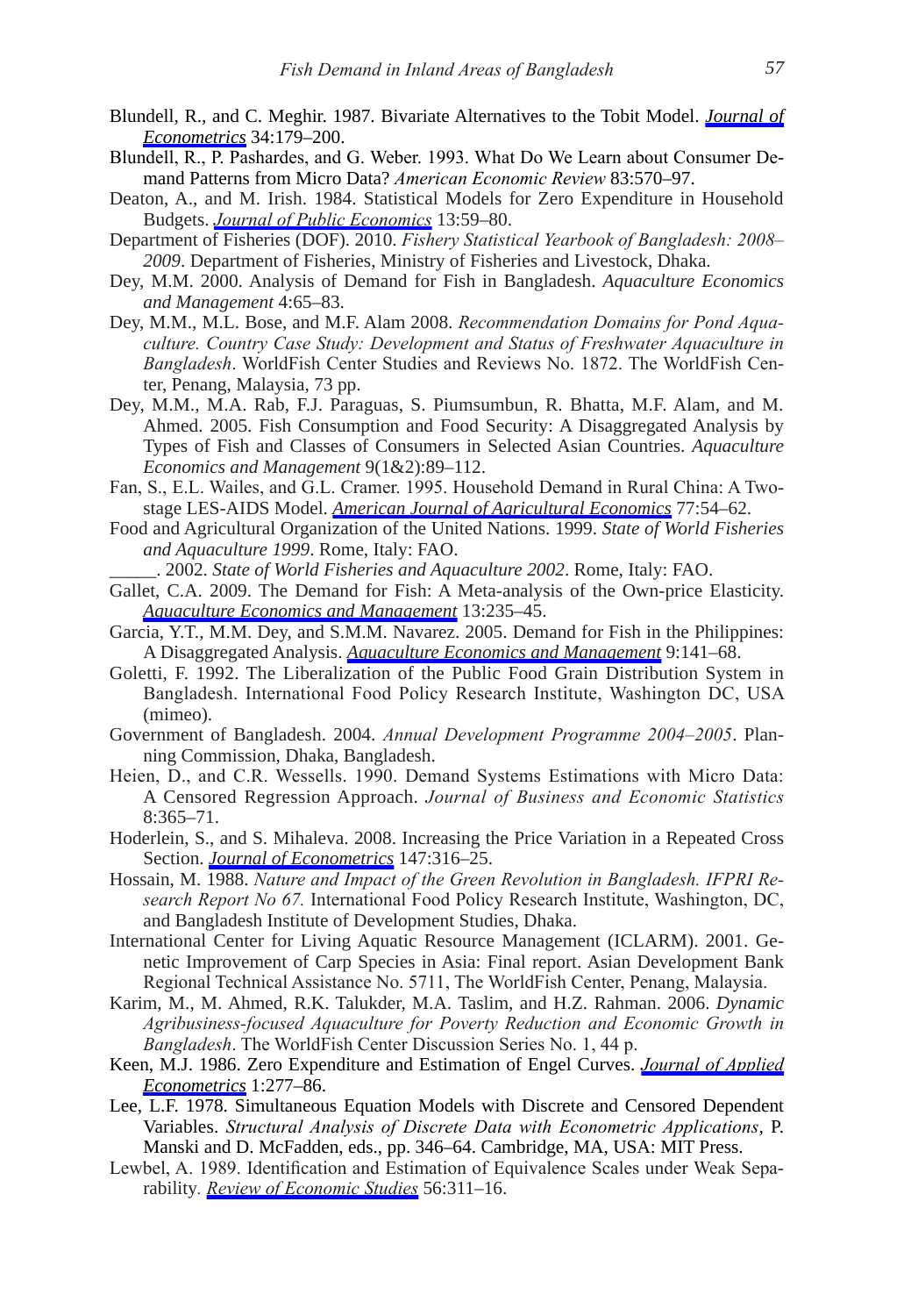Blundell, R., and C. Meghir. 1987. Bivariate Alternatives to the Tobit Model. *Journal of Econometrics* 34:179–200.

Blundell, R., P. Pashardes, and G. Weber. 1993. What Do We Learn about Consumer Demand Patterns from Micro Data? *American Economic Review* 83:570–97.

Deaton, A., and M. Irish. 1984. Statistical Models for Zero Expenditure in Household Budgets. *Journal of Public Economics* 13:59–80.

Department of Fisheries (DOF). 2010. *Fishery Statistical Yearbook of Bangladesh: 2008–2009*. Department of Fisheries, Ministry of Fisheries and Livestock, Dhaka.

Dey, M.M. 2000. Analysis of Demand for Fish in Bangladesh. *Aquaculture Economics and Management* 4:65–83.

Dey, M.M., M.L. Bose, and M.F. Alam 2008. *Recommendation Domains for Pond Aquaculture. Country Case Study: Development and Status of Freshwater Aquaculture in Bangladesh*. WorldFish Center Studies and Reviews No. 1872. The WorldFish Center, Penang, Malaysia, 73 pp.

Dey, M.M., M.A. Rab, F.J. Paraguas, S. Piumsumbun, R. Bhatta, M.F. Alam, and M. Ahmed. 2005. Fish Consumption and Food Security: A Disaggregated Analysis by Types of Fish and Classes of Consumers in Selected Asian Countries. *Aquaculture Economics and Management* 9(1&2):89–112.

Fan, S., E.L. Wailes, and G.L. Cramer. 1995. Household Demand in Rural China: A Two-stage LES-AIDS Model. *American Journal of Agricultural Economics* 77:54–62.

Food and Agricultural Organization of the United Nations. 1999. *State of World Fisheries and Aquaculture 1999*. Rome, Italy: FAO.

\_\_\_\_\_. 2002. *State of World Fisheries and Aquaculture 2002*. Rome, Italy: FAO.

Gallet, C.A. 2009. The Demand for Fish: A Meta-analysis of the Own-price Elasticity. *Aquaculture Economics and Management* 13:235–45.

Garcia, Y.T., M.M. Dey, and S.M.M. Navarez. 2005. Demand for Fish in the Philippines: A Disaggregated Analysis. *Aquaculture Economics and Management* 9:141–68.

Goletti, F. 1992. The Liberalization of the Public Food Grain Distribution System in Bangladesh. International Food Policy Research Institute, Washington DC, USA (mimeo).

Government of Bangladesh. 2004. *Annual Development Programme 2004–2005*. Planning Commission, Dhaka, Bangladesh.

Heien, D., and C.R. Wessells. 1990. Demand Systems Estimations with Micro Data: A Censored Regression Approach. *Journal of Business and Economic Statistics* 8:365–71.

Hoderlein, S., and S. Mihaleva. 2008. Increasing the Price Variation in a Repeated Cross Section. *Journal of Econometrics* 147:316–25.

Hossain, M. 1988. *Nature and Impact of the Green Revolution in Bangladesh. IFPRI Research Report No 67.* International Food Policy Research Institute, Washington, DC, and Bangladesh Institute of Development Studies, Dhaka.

International Center for Living Aquatic Resource Management (ICLARM). 2001. Genetic Improvement of Carp Species in Asia: Final report. Asian Development Bank Regional Technical Assistance No. 5711, The WorldFish Center, Penang, Malaysia.

Karim, M., M. Ahmed, R.K. Talukder, M.A. Taslim, and H.Z. Rahman. 2006. *Dynamic Agribusiness-focused Aquaculture for Poverty Reduction and Economic Growth in Bangladesh*. The WorldFish Center Discussion Series No. 1, 44 p.

Keen, M.J. 1986. Zero Expenditure and Estimation of Engel Curves. *Journal of Applied Econometrics* 1:277–86.

Lee, L.F. 1978. Simultaneous Equation Models with Discrete and Censored Dependent Variables. *Structural Analysis of Discrete Data with Econometric Applications*, P. Manski and D. McFadden, eds., pp. 346–64. Cambridge, MA, USA: MIT Press.

Lewbel, A. 1989. Identification and Estimation of Equivalence Scales under Weak Separability. *Review of Economic Studies* 56:311–16.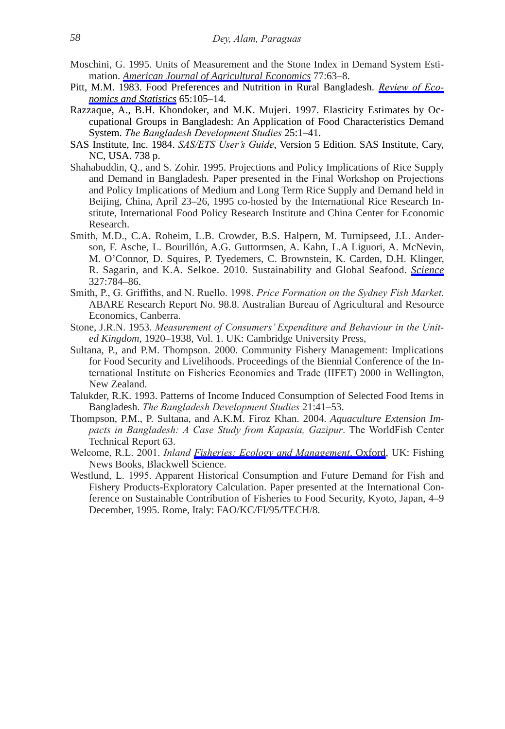Moschini, G. 1995. Units of Measurement and the Stone Index in Demand System Estimation. *American Journal of Agricultural Economics* 77:63–8.

Pitt, M.M. 1983. Food Preferences and Nutrition in Rural Bangladesh. *Review of Economics and Statistics* 65:105–14.

Razzaque, A., B.H. Khondoker, and M.K. Mujeri. 1997. Elasticity Estimates by Occupational Groups in Bangladesh: An Application of Food Characteristics Demand System. *The Bangladesh Development Studies* 25:1–41.

SAS Institute, Inc. 1984. *SAS/ETS User's Guide*, Version 5 Edition. SAS Institute, Cary, NC, USA. 738 p.

Shahabuddin, Q., and S. Zohir. 1995. Projections and Policy Implications of Rice Supply and Demand in Bangladesh. Paper presented in the Final Workshop on Projections and Policy Implications of Medium and Long Term Rice Supply and Demand held in Beijing, China, April 23–26, 1995 co-hosted by the International Rice Research Institute, International Food Policy Research Institute and China Center for Economic Research.

Smith, M.D., C.A. Roheim, L.B. Crowder, B.S. Halpern, M. Turnipseed, J.L. Anderson, F. Asche, L. Bourillón, A.G. Guttormsen, A. Kahn, L.A Liguori, A. McNevin, M. O'Connor, D. Squires, P. Tyedemers, C. Brownstein, K. Carden, D.H. Klinger, R. Sagarin, and K.A. Selkoe. 2010. Sustainability and Global Seafood. *Science* 327:784–86.

Smith, P., G. Griffiths, and N. Ruello. 1998. *Price Formation on the Sydney Fish Market*. ABARE Research Report No. 98.8. Australian Bureau of Agricultural and Resource Economics, Canberra.

Stone, J.R.N. 1953. *Measurement of Consumers' Expenditure and Behaviour in the United Kingdom*, 1920–1938, Vol. 1. UK: Cambridge University Press,

Sultana, P., and P.M. Thompson. 2000. Community Fishery Management: Implications for Food Security and Livelihoods. Proceedings of the Biennial Conference of the International Institute on Fisheries Economics and Trade (IIFET) 2000 in Wellington, New Zealand.

Talukder, R.K. 1993. Patterns of Income Induced Consumption of Selected Food Items in Bangladesh. *The Bangladesh Development Studies* 21:41–53.

Thompson, P.M., P. Sultana, and A.K.M. Firoz Khan. 2004. *Aquaculture Extension Impacts in Bangladesh: A Case Study from Kapasia, Gazipur*. The WorldFish Center Technical Report 63.

Welcome, R.L. 2001. *Inland Fisheries: Ecology and Management*. Oxford, UK: Fishing News Books, Blackwell Science.

Westlund, L. 1995. Apparent Historical Consumption and Future Demand for Fish and Fishery Products-Exploratory Calculation. Paper presented at the International Conference on Sustainable Contribution of Fisheries to Food Security, Kyoto, Japan, 4–9 December, 1995. Rome, Italy: FAO/KC/FI/95/TECH/8.